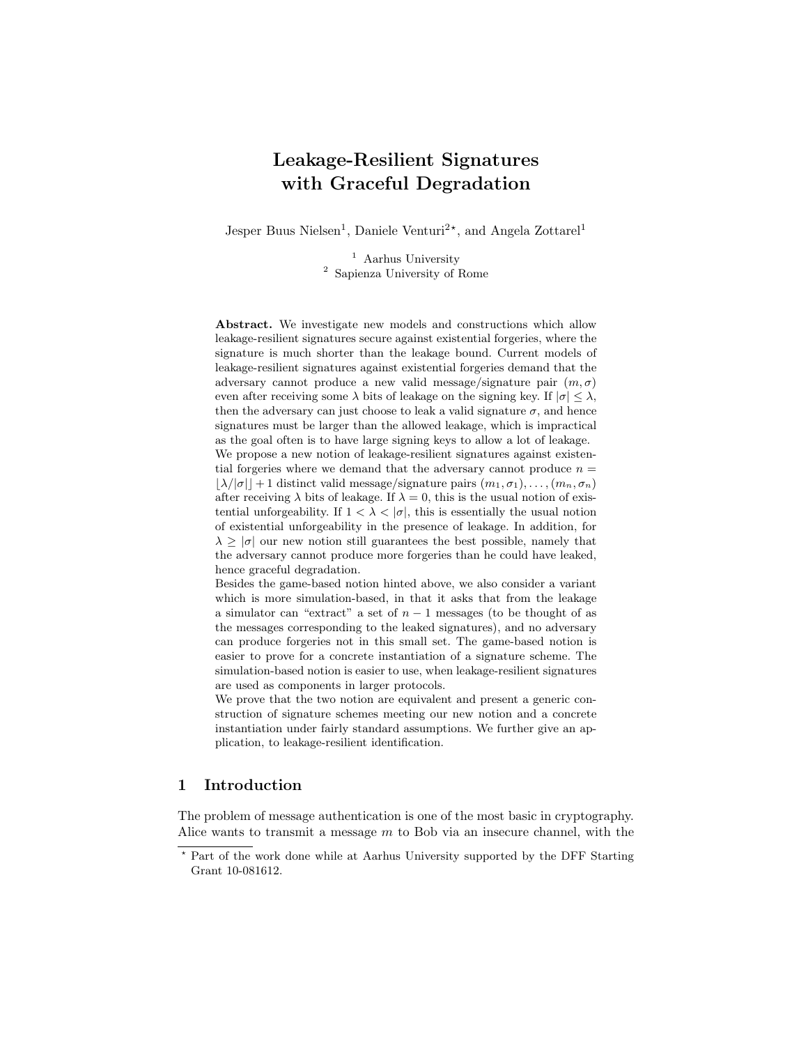# Leakage-Resilient Signatures with Graceful Degradation

Jesper Buus Nielsen[1], Daniele Venturi[2]*, and Angela Zottarel[1]

[1] Aarhus University
[2] Sapienza University of Rome

**Abstract.** We investigate new models and constructions which allow leakage-resilient signatures secure against existential forgeries, where the signature is much shorter than the leakage bound. Current models of leakage-resilient signatures against existential forgeries demand that the adversary cannot produce a new valid message/signature pair $(m, \sigma)$ even after receiving some $\lambda$ bits of leakage on the signing key. If $|\sigma| \leq \lambda$, then the adversary can just choose to leak a valid signature $\sigma$, and hence signatures must be larger than the allowed leakage, which is impractical as the goal often is to have large signing keys to allow a lot of leakage. We propose a new notion of leakage-resilient signatures against existential forgeries where we demand that the adversary cannot produce $n = \lfloor \lambda/|\sigma| \rfloor + 1$ distinct valid message/signature pairs $(m_1, \sigma_1), \ldots, (m_n, \sigma_n)$ after receiving $\lambda$ bits of leakage. If $\lambda = 0$, this is the usual notion of existential unforgeability. If $1 < \lambda < |\sigma|$, this is essentially the usual notion of existential unforgeability in the presence of leakage. In addition, for $\lambda \geq |\sigma|$ our new notion still guarantees the best possible, namely that the adversary cannot produce more forgeries than he could have leaked, hence graceful degradation.

Besides the game-based notion hinted above, we also consider a variant which is more simulation-based, in that it asks that from the leakage a simulator can "extract" a set of $n-1$ messages (to be thought of as the messages corresponding to the leaked signatures), and no adversary can produce forgeries not in this small set. The game-based notion is easier to prove for a concrete instantiation of a signature scheme. The simulation-based notion is easier to use, when leakage-resilient signatures are used as components in larger protocols.

We prove that the two notion are equivalent and present a generic construction of signature schemes meeting our new notion and a concrete instantiation under fairly standard assumptions. We further give an application, to leakage-resilient identification.

## 1 Introduction

The problem of message authentication is one of the most basic in cryptography. Alice wants to transmit a message $m$ to Bob via an insecure channel, with the

---

* Part of the work done while at Aarhus University supported by the DFF Starting Grant 10-081612.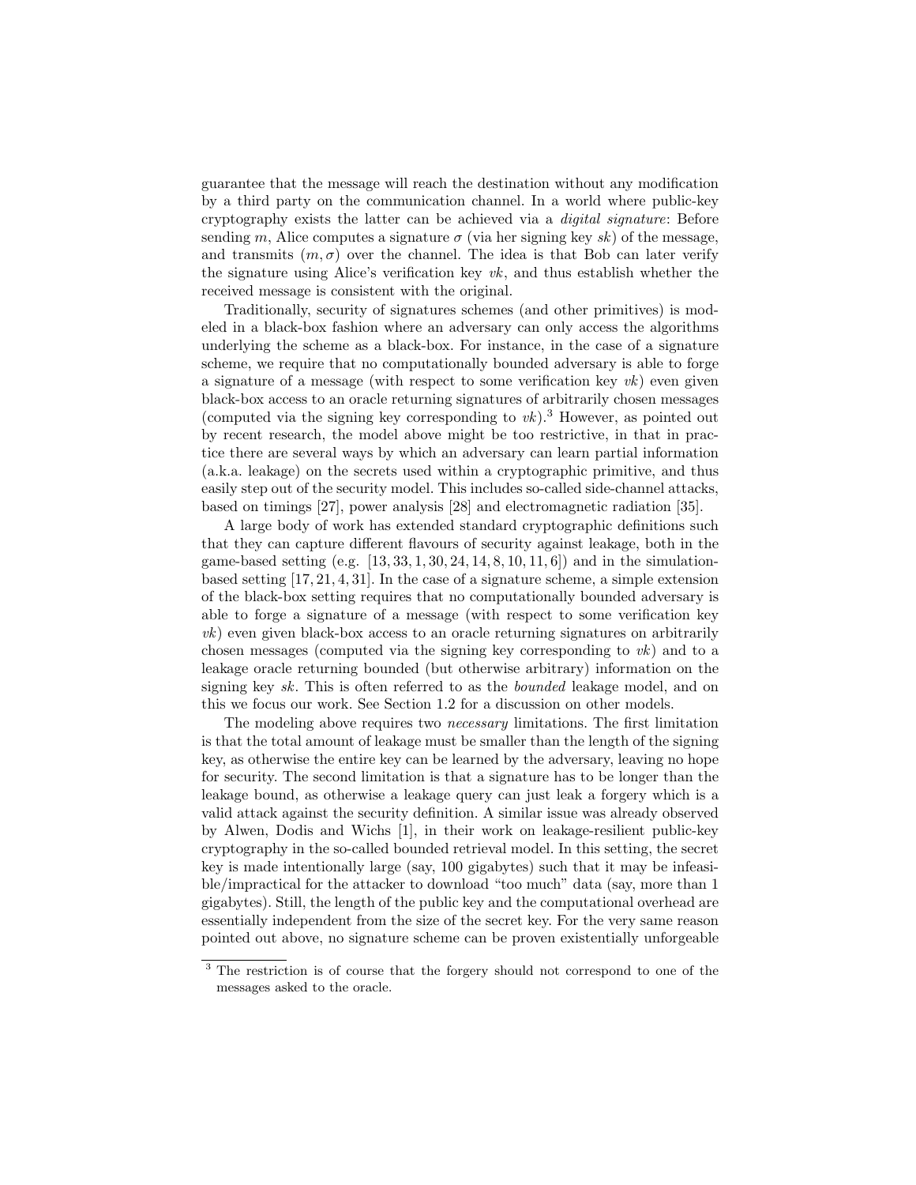guarantee that the message will reach the destination without any modification by a third party on the communication channel. In a world where public-key cryptography exists the latter can be achieved via a *digital signature*: Before sending $m$, Alice computes a signature $\sigma$ (via her signing key $sk$) of the message, and transmits $(m, \sigma)$ over the channel. The idea is that Bob can later verify the signature using Alice's verification key $vk$, and thus establish whether the received message is consistent with the original.

Traditionally, security of signatures schemes (and other primitives) is modeled in a black-box fashion where an adversary can only access the algorithms underlying the scheme as a black-box. For instance, in the case of a signature scheme, we require that no computationally bounded adversary is able to forge a signature of a message (with respect to some verification key $vk$) even given black-box access to an oracle returning signatures of arbitrarily chosen messages (computed via the signing key corresponding to $vk$).[3] However, as pointed out by recent research, the model above might be too restrictive, in that in practice there are several ways by which an adversary can learn partial information (a.k.a. leakage) on the secrets used within a cryptographic primitive, and thus easily step out of the security model. This includes so-called side-channel attacks, based on timings [27], power analysis [28] and electromagnetic radiation [35].

A large body of work has extended standard cryptographic definitions such that they can capture different flavours of security against leakage, both in the game-based setting (e.g. [13, 33, 1, 30, 24, 14, 8, 10, 11, 6]) and in the simulation-based setting [17, 21, 4, 31]. In the case of a signature scheme, a simple extension of the black-box setting requires that no computationally bounded adversary is able to forge a signature of a message (with respect to some verification key $vk$) even given black-box access to an oracle returning signatures on arbitrarily chosen messages (computed via the signing key corresponding to $vk$) and to a leakage oracle returning bounded (but otherwise arbitrary) information on the signing key $sk$. This is often referred to as the *bounded* leakage model, and on this we focus our work. See Section 1.2 for a discussion on other models.

The modeling above requires two *necessary* limitations. The first limitation is that the total amount of leakage must be smaller than the length of the signing key, as otherwise the entire key can be learned by the adversary, leaving no hope for security. The second limitation is that a signature has to be longer than the leakage bound, as otherwise a leakage query can just leak a forgery which is a valid attack against the security definition. A similar issue was already observed by Alwen, Dodis and Wichs [1], in their work on leakage-resilient public-key cryptography in the so-called bounded retrieval model. In this setting, the secret key is made intentionally large (say, 100 gigabytes) such that it may be infeasible/impractical for the attacker to download "too much" data (say, more than 1 gigabytes). Still, the length of the public key and the computational overhead are essentially independent from the size of the secret key. For the very same reason pointed out above, no signature scheme can be proven existentially unforgeable

[3] The restriction is of course that the forgery should not correspond to one of the messages asked to the oracle.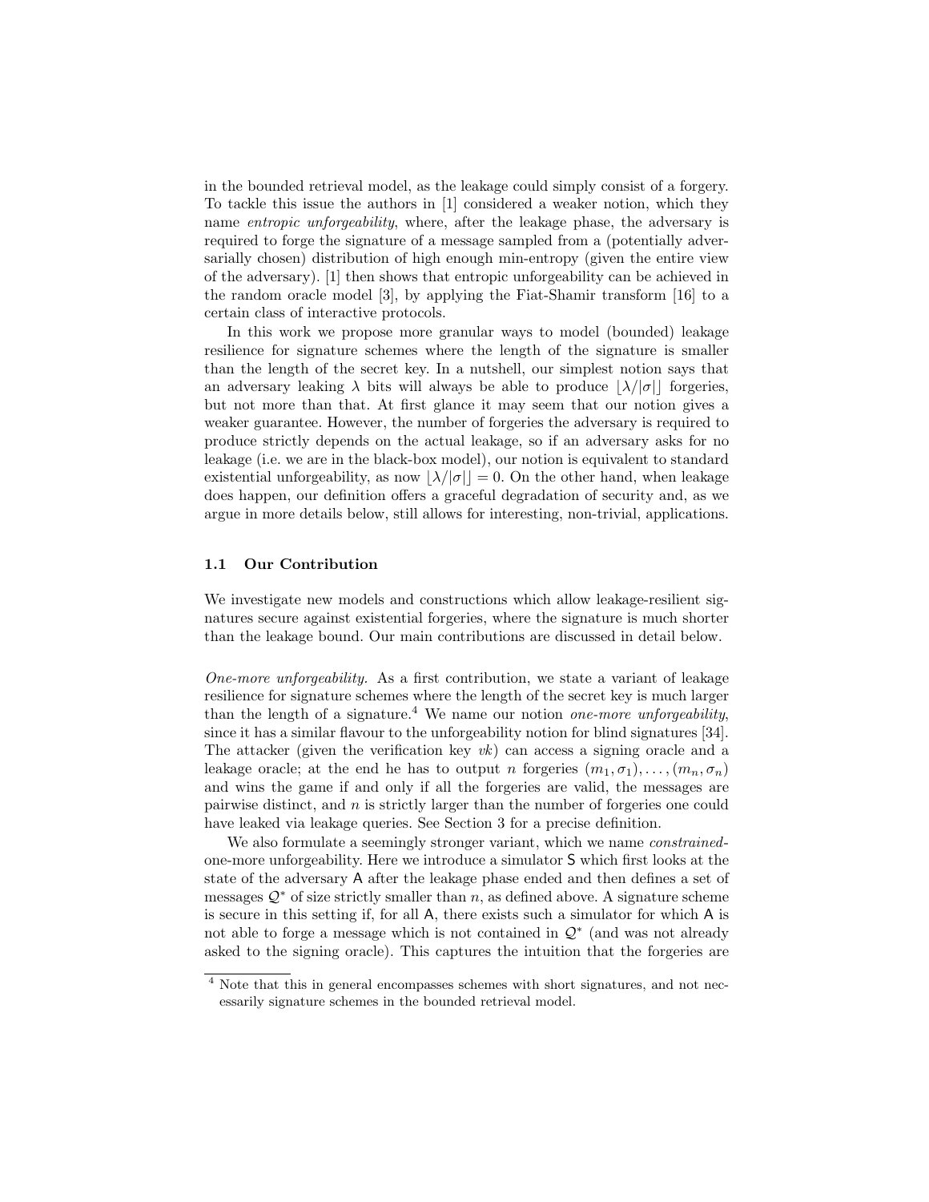in the bounded retrieval model, as the leakage could simply consist of a forgery. To tackle this issue the authors in [1] considered a weaker notion, which they name *entropic unforgeability*, where, after the leakage phase, the adversary is required to forge the signature of a message sampled from a (potentially adversarially chosen) distribution of high enough min-entropy (given the entire view of the adversary). [1] then shows that entropic unforgeability can be achieved in the random oracle model [3], by applying the Fiat-Shamir transform [16] to a certain class of interactive protocols.

In this work we propose more granular ways to model (bounded) leakage resilience for signature schemes where the length of the signature is smaller than the length of the secret key. In a nutshell, our simplest notion says that an adversary leaking $\lambda$ bits will always be able to produce $\lfloor \lambda/|\sigma| \rfloor$ forgeries, but not more than that. At first glance it may seem that our notion gives a weaker guarantee. However, the number of forgeries the adversary is required to produce strictly depends on the actual leakage, so if an adversary asks for no leakage (i.e. we are in the black-box model), our notion is equivalent to standard existential unforgeability, as now $\lfloor \lambda/|\sigma| \rfloor = 0$. On the other hand, when leakage does happen, our definition offers a graceful degradation of security and, as we argue in more details below, still allows for interesting, non-trivial, applications.

### 1.1 Our Contribution

We investigate new models and constructions which allow leakage-resilient signatures secure against existential forgeries, where the signature is much shorter than the leakage bound. Our main contributions are discussed in detail below.

*One-more unforgeability.* As a first contribution, we state a variant of leakage resilience for signature schemes where the length of the secret key is much larger than the length of a signature.[4] We name our notion *one-more unforgeability*, since it has a similar flavour to the unforgeability notion for blind signatures [34]. The attacker (given the verification key $vk$) can access a signing oracle and a leakage oracle; at the end he has to output $n$ forgeries $(m_1, \sigma_1), \ldots, (m_n, \sigma_n)$ and wins the game if and only if all the forgeries are valid, the messages are pairwise distinct, and $n$ is strictly larger than the number of forgeries one could have leaked via leakage queries. See Section 3 for a precise definition.

We also formulate a seemingly stronger variant, which we name *constrained*-one-more unforgeability. Here we introduce a simulator $\mathsf{S}$ which first looks at the state of the adversary $\mathsf{A}$ after the leakage phase ended and then defines a set of messages $\mathcal{Q}^*$ of size strictly smaller than $n$, as defined above. A signature scheme is secure in this setting if, for all $\mathsf{A}$, there exists such a simulator for which $\mathsf{A}$ is not able to forge a message which is not contained in $\mathcal{Q}^*$ (and was not already asked to the signing oracle). This captures the intuition that the forgeries are

[4] Note that this in general encompasses schemes with short signatures, and not necessarily signature schemes in the bounded retrieval model.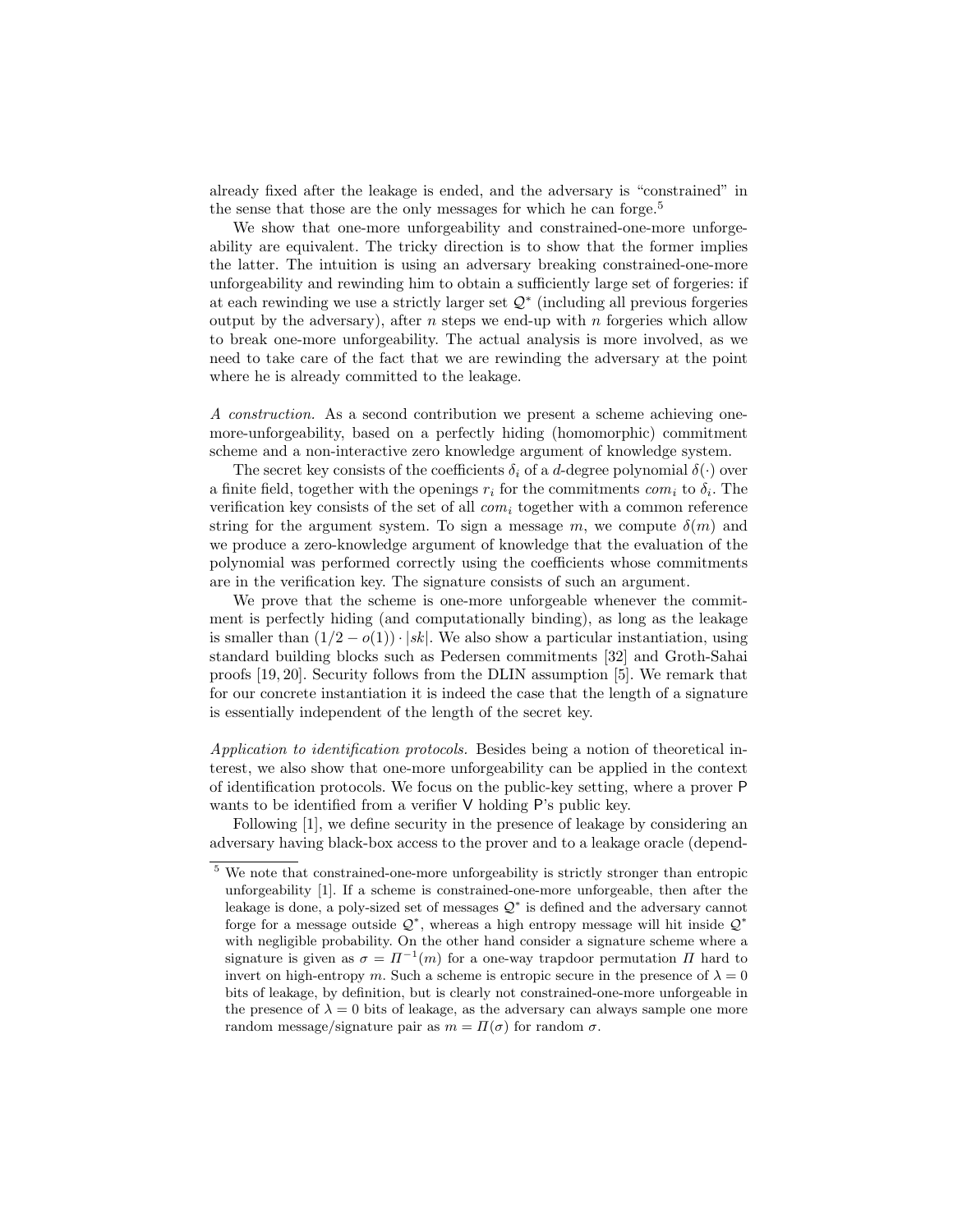already fixed after the leakage is ended, and the adversary is "constrained" in the sense that those are the only messages for which he can forge.[5]

We show that one-more unforgeability and constrained-one-more unforgeability are equivalent. The tricky direction is to show that the former implies the latter. The intuition is using an adversary breaking constrained-one-more unforgeability and rewinding him to obtain a sufficiently large set of forgeries: if at each rewinding we use a strictly larger set $\mathcal{Q}^*$ (including all previous forgeries output by the adversary), after $n$ steps we end-up with $n$ forgeries which allow to break one-more unforgeability. The actual analysis is more involved, as we need to take care of the fact that we are rewinding the adversary at the point where he is already committed to the leakage.

*A construction.* As a second contribution we present a scheme achieving one-more-unforgeability, based on a perfectly hiding (homomorphic) commitment scheme and a non-interactive zero knowledge argument of knowledge system.

The secret key consists of the coefficients $\delta_i$ of a $d$-degree polynomial $\delta(\cdot)$ over a finite field, together with the openings $r_i$ for the commitments $com_i$ to $\delta_i$. The verification key consists of the set of all $com_i$ together with a common reference string for the argument system. To sign a message $m$, we compute $\delta(m)$ and we produce a zero-knowledge argument of knowledge that the evaluation of the polynomial was performed correctly using the coefficients whose commitments are in the verification key. The signature consists of such an argument.

We prove that the scheme is one-more unforgeable whenever the commitment is perfectly hiding (and computationally binding), as long as the leakage is smaller than $(1/2 - o(1)) \cdot |sk|$. We also show a particular instantiation, using standard building blocks such as Pedersen commitments [32] and Groth-Sahai proofs [19, 20]. Security follows from the DLIN assumption [5]. We remark that for our concrete instantiation it is indeed the case that the length of a signature is essentially independent of the length of the secret key.

*Application to identification protocols.* Besides being a notion of theoretical interest, we also show that one-more unforgeability can be applied in the context of identification protocols. We focus on the public-key setting, where a prover P wants to be identified from a verifier V holding P's public key.

Following [1], we define security in the presence of leakage by considering an adversary having black-box access to the prover and to a leakage oracle (depend-

---

[5] We note that constrained-one-more unforgeability is strictly stronger than entropic unforgeability [1]. If a scheme is constrained-one-more unforgeable, then after the leakage is done, a poly-sized set of messages $\mathcal{Q}^*$ is defined and the adversary cannot forge for a message outside $\mathcal{Q}^*$, whereas a high entropy message will hit inside $\mathcal{Q}^*$ with negligible probability. On the other hand consider a signature scheme where a signature is given as $\sigma = \Pi^{-1}(m)$ for a one-way trapdoor permutation $\Pi$ hard to invert on high-entropy $m$. Such a scheme is entropic secure in the presence of $\lambda = 0$ bits of leakage, by definition, but is clearly not constrained-one-more unforgeable in the presence of $\lambda = 0$ bits of leakage, as the adversary can always sample one more random message/signature pair as $m = \Pi(\sigma)$ for random $\sigma$.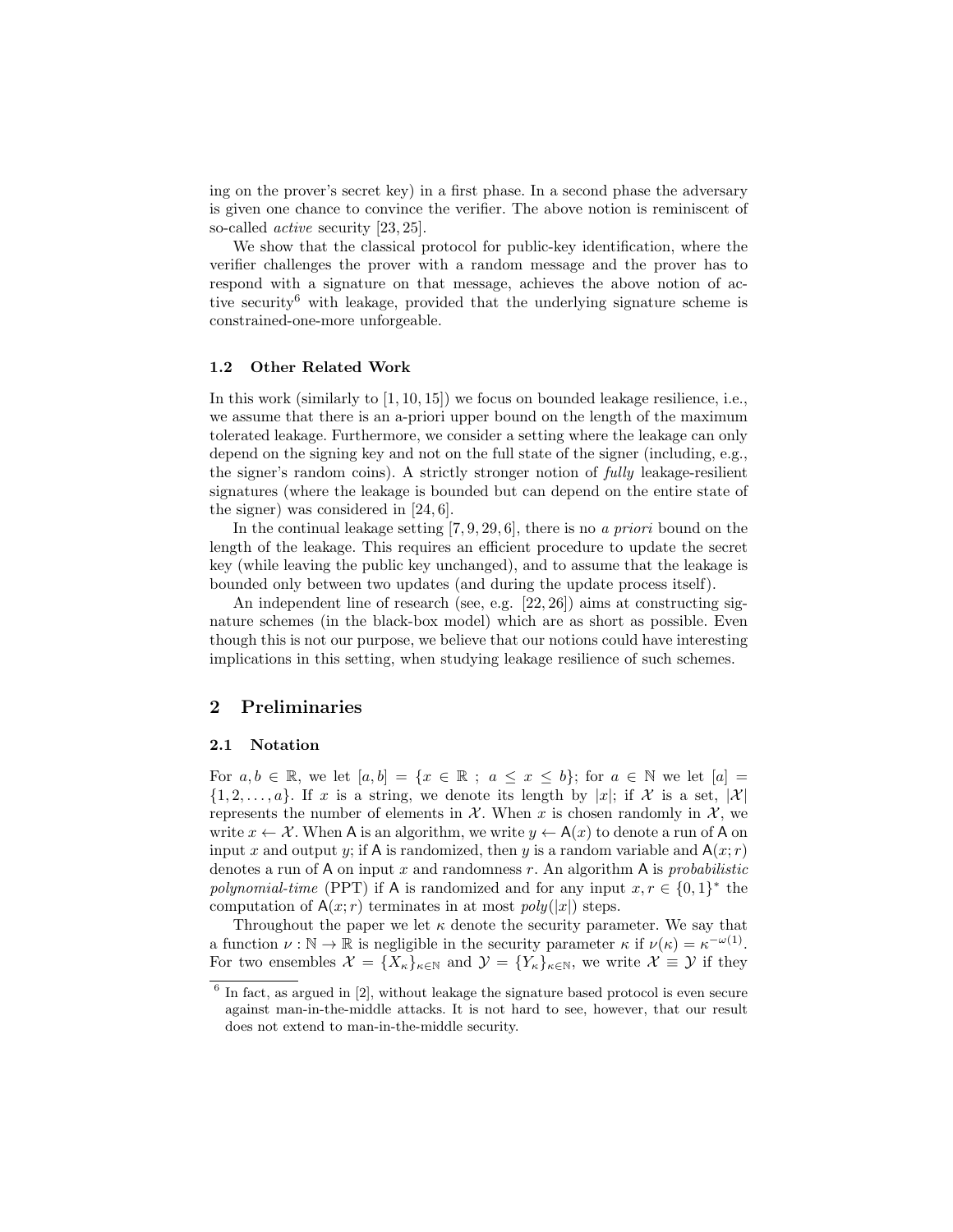ing on the prover's secret key) in a first phase. In a second phase the adversary is given one chance to convince the verifier. The above notion is reminiscent of so-called *active* security [23, 25].

We show that the classical protocol for public-key identification, where the verifier challenges the prover with a random message and the prover has to respond with a signature on that message, achieves the above notion of active security[6] with leakage, provided that the underlying signature scheme is constrained-one-more unforgeable.

### 1.2 Other Related Work

In this work (similarly to [1, 10, 15]) we focus on bounded leakage resilience, i.e., we assume that there is an a-priori upper bound on the length of the maximum tolerated leakage. Furthermore, we consider a setting where the leakage can only depend on the signing key and not on the full state of the signer (including, e.g., the signer's random coins). A strictly stronger notion of *fully* leakage-resilient signatures (where the leakage is bounded but can depend on the entire state of the signer) was considered in [24, 6].

In the continual leakage setting [7, 9, 29, 6], there is no *a priori* bound on the length of the leakage. This requires an efficient procedure to update the secret key (while leaving the public key unchanged), and to assume that the leakage is bounded only between two updates (and during the update process itself).

An independent line of research (see, e.g. [22, 26]) aims at constructing signature schemes (in the black-box model) which are as short as possible. Even though this is not our purpose, we believe that our notions could have interesting implications in this setting, when studying leakage resilience of such schemes.

## 2 Preliminaries

### 2.1 Notation

For $a, b \in \mathbb{R}$, we let $[a, b] = \{x \in \mathbb{R}\ ;\ a \le x \le b\}$; for $a \in \mathbb{N}$ we let $[a] = \{1, 2, \ldots, a\}$. If $x$ is a string, we denote its length by $|x|$; if $\mathcal{X}$ is a set, $|\mathcal{X}|$ represents the number of elements in $\mathcal{X}$. When $x$ is chosen randomly in $\mathcal{X}$, we write $x \leftarrow \mathcal{X}$. When $\mathsf{A}$ is an algorithm, we write $y \leftarrow \mathsf{A}(x)$ to denote a run of $\mathsf{A}$ on input $x$ and output $y$; if $\mathsf{A}$ is randomized, then $y$ is a random variable and $\mathsf{A}(x; r)$ denotes a run of $\mathsf{A}$ on input $x$ and randomness $r$. An algorithm $\mathsf{A}$ is *probabilistic polynomial-time* (PPT) if $\mathsf{A}$ is randomized and for any input $x, r \in \{0,1\}^*$ the computation of $\mathsf{A}(x; r)$ terminates in at most $poly(|x|)$ steps.

Throughout the paper we let $\kappa$ denote the security parameter. We say that a function $\nu : \mathbb{N} \to \mathbb{R}$ is negligible in the security parameter $\kappa$ if $\nu(\kappa) = \kappa^{-\omega(1)}$. For two ensembles $\mathcal{X} = \{X_\kappa\}_{\kappa\in\mathbb{N}}$ and $\mathcal{Y} = \{Y_\kappa\}_{\kappa\in\mathbb{N}}$, we write $\mathcal{X} \equiv \mathcal{Y}$ if they

[6] In fact, as argued in [2], without leakage the signature based protocol is even secure against man-in-the-middle attacks. It is not hard to see, however, that our result does not extend to man-in-the-middle security.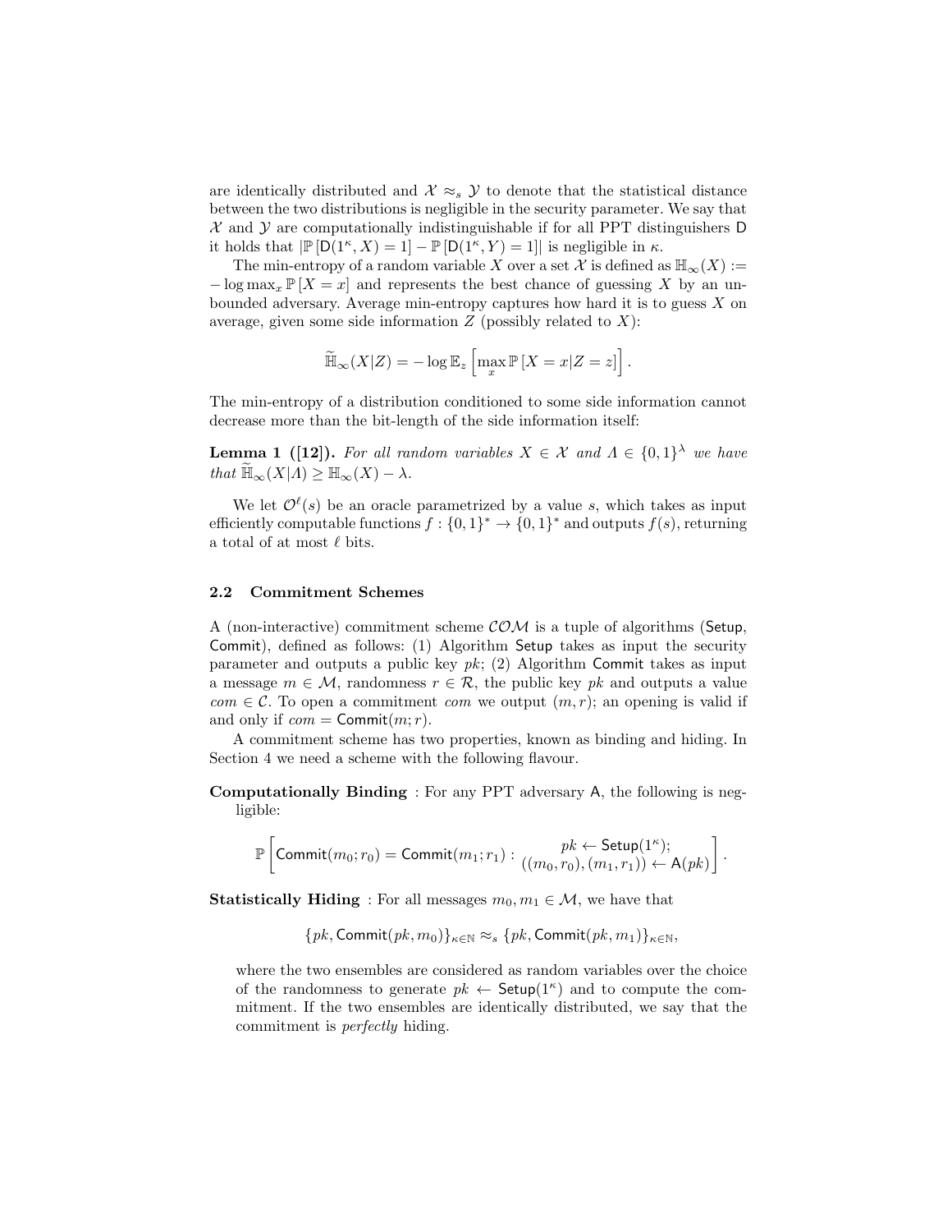are identically distributed and $\mathcal{X} \approx_s \mathcal{Y}$ to denote that the statistical distance between the two distributions is negligible in the security parameter. We say that $\mathcal{X}$ and $\mathcal{Y}$ are computationally indistinguishable if for all PPT distinguishers $\mathsf{D}$ it holds that $|\mathbb{P}[\mathsf{D}(1^\kappa, X) = 1] - \mathbb{P}[\mathsf{D}(1^\kappa, Y) = 1]|$ is negligible in $\kappa$.

The min-entropy of a random variable $X$ over a set $\mathcal{X}$ is defined as $\mathbb{H}_\infty(X) := -\log \max_x \mathbb{P}[X = x]$ and represents the best chance of guessing $X$ by an unbounded adversary. Average min-entropy captures how hard it is to guess $X$ on average, given some side information $Z$ (possibly related to $X$):

$$\widetilde{\mathbb{H}}_\infty(X|Z) = -\log \mathbb{E}_z \left[ \max_x \mathbb{P}[X = x | Z = z] \right].$$

The min-entropy of a distribution conditioned to some side information cannot decrease more than the bit-length of the side information itself:

**Lemma 1 ([12]).** *For all random variables $X \in \mathcal{X}$ and $\Lambda \in \{0,1\}^\lambda$ we have that $\widetilde{\mathbb{H}}_\infty(X|\Lambda) \geq \mathbb{H}_\infty(X) - \lambda$.*

We let $\mathcal{O}^\ell(s)$ be an oracle parametrized by a value $s$, which takes as input efficiently computable functions $f : \{0,1\}^* \to \{0,1\}^*$ and outputs $f(s)$, returning a total of at most $\ell$ bits.

### 2.2 Commitment Schemes

A (non-interactive) commitment scheme $\mathcal{COM}$ is a tuple of algorithms ($\mathsf{Setup}$, $\mathsf{Commit}$), defined as follows: (1) Algorithm $\mathsf{Setup}$ takes as input the security parameter and outputs a public key $pk$; (2) Algorithm $\mathsf{Commit}$ takes as input a message $m \in \mathcal{M}$, randomness $r \in \mathcal{R}$, the public key $pk$ and outputs a value $com \in \mathcal{C}$. To open a commitment $com$ we output $(m, r)$; an opening is valid if and only if $com = \mathsf{Commit}(m; r)$.

A commitment scheme has two properties, known as binding and hiding. In Section 4 we need a scheme with the following flavour.

**Computationally Binding** : For any PPT adversary $\mathsf{A}$, the following is negligible:

$$\mathbb{P}\left[ \mathsf{Commit}(m_0; r_0) = \mathsf{Commit}(m_1; r_1) : \begin{array}{c} pk \leftarrow \mathsf{Setup}(1^\kappa); \\ ((m_0, r_0), (m_1, r_1)) \leftarrow \mathsf{A}(pk) \end{array} \right].$$

**Statistically Hiding** : For all messages $m_0, m_1 \in \mathcal{M}$, we have that

$$\{pk, \mathsf{Commit}(pk, m_0)\}_{\kappa \in \mathbb{N}} \approx_s \{pk, \mathsf{Commit}(pk, m_1)\}_{\kappa \in \mathbb{N}},$$

where the two ensembles are considered as random variables over the choice of the randomness to generate $pk \leftarrow \mathsf{Setup}(1^\kappa)$ and to compute the commitment. If the two ensembles are identically distributed, we say that the commitment is *perfectly* hiding.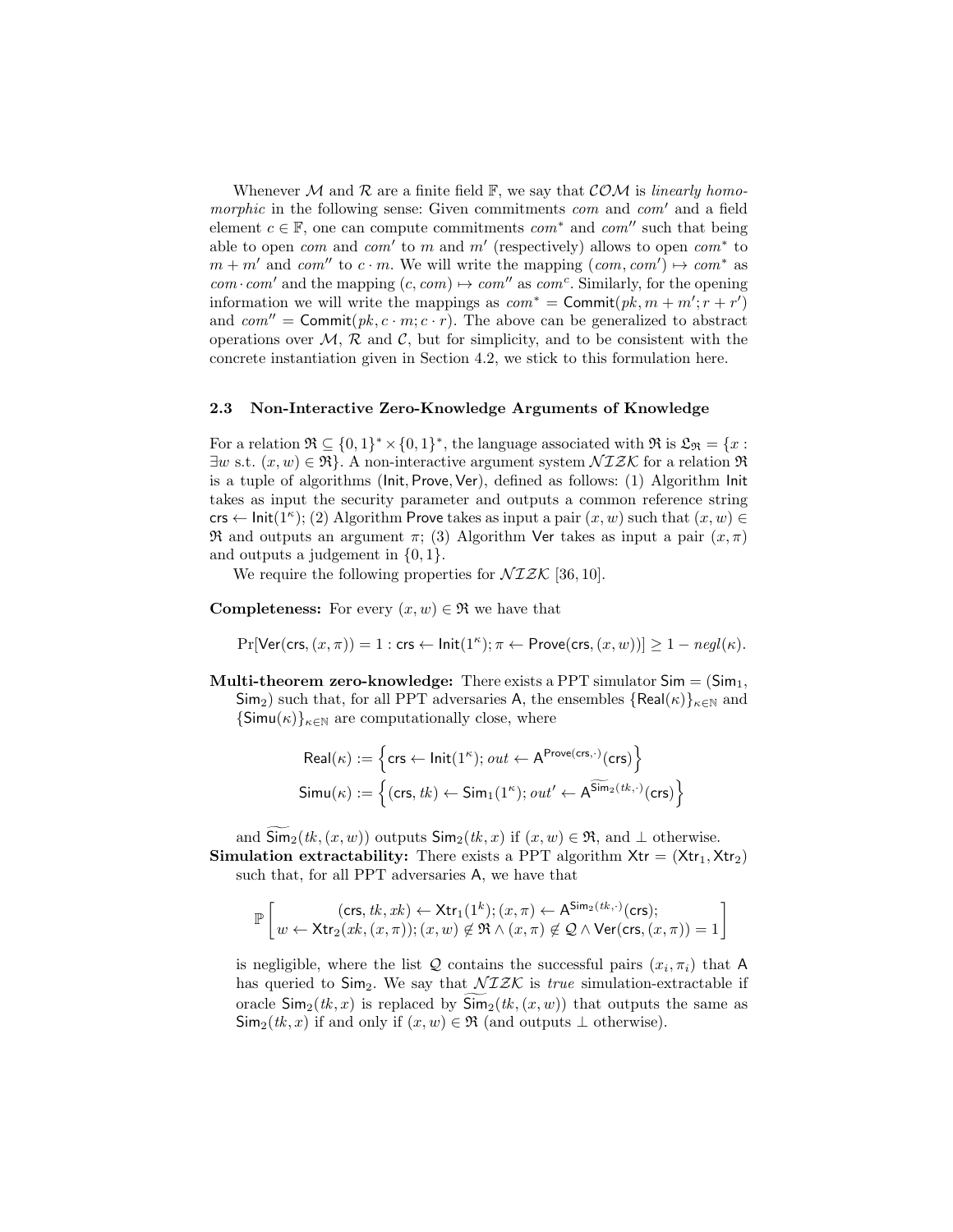Whenever $\mathcal{M}$ and $\mathcal{R}$ are a finite field $\mathbb{F}$, we say that $\mathcal{COM}$ is *linearly homomorphic* in the following sense: Given commitments $com$ and $com'$ and a field element $c \in \mathbb{F}$, one can compute commitments $com^*$ and $com''$ such that being able to open $com$ and $com'$ to $m$ and $m'$ (respectively) allows to open $com^*$ to $m + m'$ and $com''$ to $c \cdot m$. We will write the mapping $(com, com') \mapsto com^*$ as $com \cdot com'$ and the mapping $(c, com) \mapsto com''$ as $com^c$. Similarly, for the opening information we will write the mappings as $com^* = \mathsf{Commit}(pk, m + m'; r + r')$ and $com'' = \mathsf{Commit}(pk, c \cdot m; c \cdot r)$. The above can be generalized to abstract operations over $\mathcal{M}$, $\mathcal{R}$ and $\mathcal{C}$, but for simplicity, and to be consistent with the concrete instantiation given in Section 4.2, we stick to this formulation here.

### 2.3 Non-Interactive Zero-Knowledge Arguments of Knowledge

For a relation $\mathfrak{R} \subseteq \{0,1\}^* \times \{0,1\}^*$, the language associated with $\mathfrak{R}$ is $\mathfrak{L}_{\mathfrak{R}} = \{x : \exists w \text{ s.t. } (x, w) \in \mathfrak{R}\}$. A non-interactive argument system $\mathcal{NIZK}$ for a relation $\mathfrak{R}$ is a tuple of algorithms $(\mathsf{Init}, \mathsf{Prove}, \mathsf{Ver})$, defined as follows: (1) Algorithm $\mathsf{Init}$ takes as input the security parameter and outputs a common reference string $\mathsf{crs} \leftarrow \mathsf{Init}(1^\kappa)$; (2) Algorithm $\mathsf{Prove}$ takes as input a pair $(x, w)$ such that $(x, w) \in \mathfrak{R}$ and outputs an argument $\pi$; (3) Algorithm $\mathsf{Ver}$ takes as input a pair $(x, \pi)$ and outputs a judgement in $\{0, 1\}$.

We require the following properties for $\mathcal{NIZK}$ [36, 10].

**Completeness:** For every $(x, w) \in \mathfrak{R}$ we have that

$$\Pr[\mathsf{Ver}(\mathsf{crs}, (x, \pi)) = 1 : \mathsf{crs} \leftarrow \mathsf{Init}(1^\kappa); \pi \leftarrow \mathsf{Prove}(\mathsf{crs}, (x, w))] \geq 1 - negl(\kappa).$$

**Multi-theorem zero-knowledge:** There exists a PPT simulator $\mathsf{Sim} = (\mathsf{Sim}_1, \mathsf{Sim}_2)$ such that, for all PPT adversaries $\mathsf{A}$, the ensembles $\{\mathsf{Real}(\kappa)\}_{\kappa \in \mathbb{N}}$ and $\{\mathsf{Simu}(\kappa)\}_{\kappa \in \mathbb{N}}$ are computationally close, where

$$\mathsf{Real}(\kappa) := \left\{\mathsf{crs} \leftarrow \mathsf{Init}(1^\kappa);\, out \leftarrow \mathsf{A}^{\mathsf{Prove}(\mathsf{crs}, \cdot)}(\mathsf{crs})\right\}$$
$$\mathsf{Simu}(\kappa) := \left\{(\mathsf{crs}, tk) \leftarrow \mathsf{Sim}_1(1^\kappa);\, out' \leftarrow \mathsf{A}^{\widetilde{\mathsf{Sim}}_2(tk, \cdot)}(\mathsf{crs})\right\}$$

and $\widetilde{\mathsf{Sim}}_2(tk, (x, w))$ outputs $\mathsf{Sim}_2(tk, x)$ if $(x, w) \in \mathfrak{R}$, and $\perp$ otherwise.

**Simulation extractability:** There exists a PPT algorithm $\mathsf{Xtr} = (\mathsf{Xtr}_1, \mathsf{Xtr}_2)$ such that, for all PPT adversaries $\mathsf{A}$, we have that

$$\mathbb{P}\left[\begin{array}{c}(\mathsf{crs}, tk, xk) \leftarrow \mathsf{Xtr}_1(1^k); (x, \pi) \leftarrow \mathsf{A}^{\mathsf{Sim}_2(tk, \cdot)}(\mathsf{crs}); \\ w \leftarrow \mathsf{Xtr}_2(xk, (x, \pi)); (x, w) \notin \mathfrak{R} \wedge (x, \pi) \notin \mathcal{Q} \wedge \mathsf{Ver}(\mathsf{crs}, (x, \pi)) = 1\end{array}\right]$$

is negligible, where the list $\mathcal{Q}$ contains the successful pairs $(x_i, \pi_i)$ that $\mathsf{A}$ has queried to $\mathsf{Sim}_2$. We say that $\mathcal{NIZK}$ is *true* simulation-extractable if oracle $\mathsf{Sim}_2(tk, x)$ is replaced by $\widetilde{\mathsf{Sim}}_2(tk, (x, w))$ that outputs the same as $\mathsf{Sim}_2(tk, x)$ if and only if $(x, w) \in \mathfrak{R}$ (and outputs $\perp$ otherwise).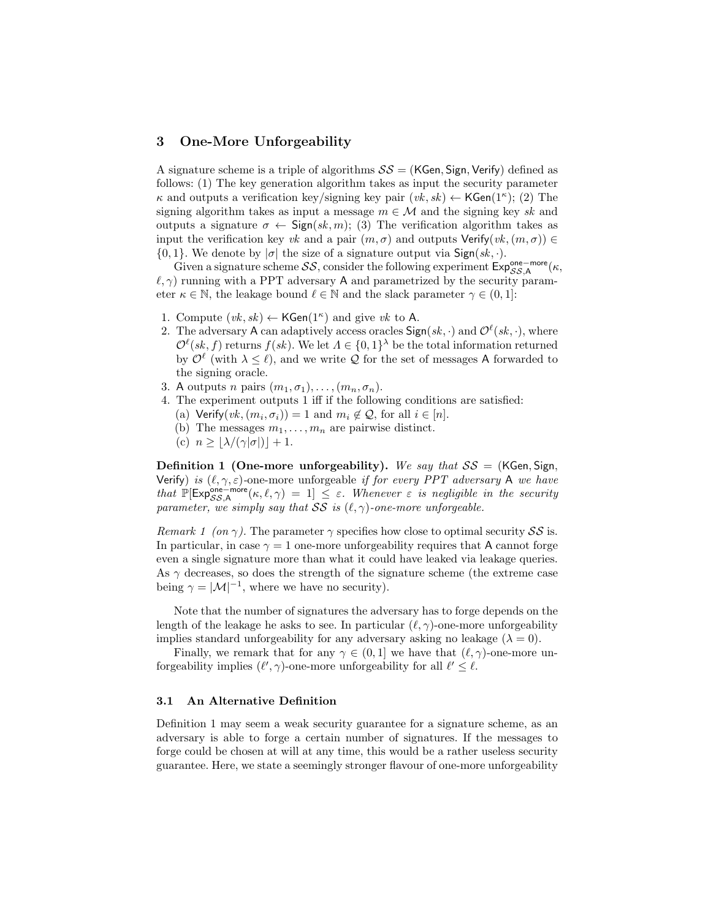## 3 One-More Unforgeability

A signature scheme is a triple of algorithms $\mathcal{SS} = (\mathsf{KGen}, \mathsf{Sign}, \mathsf{Verify})$ defined as follows: (1) The key generation algorithm takes as input the security parameter $\kappa$ and outputs a verification key/signing key pair $(vk, sk) \leftarrow \mathsf{KGen}(1^\kappa)$; (2) The signing algorithm takes as input a message $m \in \mathcal{M}$ and the signing key $sk$ and outputs a signature $\sigma \leftarrow \mathsf{Sign}(sk, m)$; (3) The verification algorithm takes as input the verification key $vk$ and a pair $(m, \sigma)$ and outputs $\mathsf{Verify}(vk, (m, \sigma)) \in \{0, 1\}$. We denote by $|\sigma|$ the size of a signature output via $\mathsf{Sign}(sk, \cdot)$.

Given a signature scheme $\mathcal{SS}$, consider the following experiment $\mathsf{Exp}^{\mathsf{one-more}}_{\mathcal{SS},\mathsf{A}}(\kappa, \ell, \gamma)$ running with a PPT adversary $\mathsf{A}$ and parametrized by the security parameter $\kappa \in \mathbb{N}$, the leakage bound $\ell \in \mathbb{N}$ and the slack parameter $\gamma \in (0, 1]$:

1. Compute $(vk, sk) \leftarrow \mathsf{KGen}(1^\kappa)$ and give $vk$ to $\mathsf{A}$.
2. The adversary $\mathsf{A}$ can adaptively access oracles $\mathsf{Sign}(sk, \cdot)$ and $\mathcal{O}^\ell(sk, \cdot)$, where $\mathcal{O}^\ell(sk, f)$ returns $f(sk)$. We let $\Lambda \in \{0, 1\}^\lambda$ be the total information returned by $\mathcal{O}^\ell$ (with $\lambda \leq \ell$), and we write $\mathcal{Q}$ for the set of messages $\mathsf{A}$ forwarded to the signing oracle.
3. $\mathsf{A}$ outputs $n$ pairs $(m_1, \sigma_1), \ldots, (m_n, \sigma_n)$.
4. The experiment outputs 1 iff if the following conditions are satisfied:
   (a) $\mathsf{Verify}(vk, (m_i, \sigma_i)) = 1$ and $m_i \notin \mathcal{Q}$, for all $i \in [n]$.
   (b) The messages $m_1, \ldots, m_n$ are pairwise distinct.
   (c) $n \geq \lfloor \lambda / (\gamma |\sigma|) \rfloor + 1$.

**Definition 1 (One-more unforgeability).** *We say that $\mathcal{SS} = (\mathsf{KGen}, \mathsf{Sign}, \mathsf{Verify})$ is $(\ell, \gamma, \varepsilon)$-one-more unforgeable if for every PPT adversary $\mathsf{A}$ we have that $\mathbb{P}[\mathsf{Exp}^{\mathsf{one-more}}_{\mathcal{SS},\mathsf{A}}(\kappa, \ell, \gamma) = 1] \leq \varepsilon$. Whenever $\varepsilon$ is negligible in the security parameter, we simply say that $\mathcal{SS}$ is $(\ell, \gamma)$-one-more unforgeable.*

*Remark 1 (on $\gamma$).* The parameter $\gamma$ specifies how close to optimal security $\mathcal{SS}$ is. In particular, in case $\gamma = 1$ one-more unforgeability requires that $\mathsf{A}$ cannot forge even a single signature more than what it could have leaked via leakage queries. As $\gamma$ decreases, so does the strength of the signature scheme (the extreme case being $\gamma = |\mathcal{M}|^{-1}$, where we have no security).

Note that the number of signatures the adversary has to forge depends on the length of the leakage he asks to see. In particular $(\ell, \gamma)$-one-more unforgeability implies standard unforgeability for any adversary asking no leakage ($\lambda = 0$).

Finally, we remark that for any $\gamma \in (0, 1]$ we have that $(\ell, \gamma)$-one-more unforgeability implies $(\ell', \gamma)$-one-more unforgeability for all $\ell' \leq \ell$.

### 3.1 An Alternative Definition

Definition 1 may seem a weak security guarantee for a signature scheme, as an adversary is able to forge a certain number of signatures. If the messages to forge could be chosen at will at any time, this would be a rather useless security guarantee. Here, we state a seemingly stronger flavour of one-more unforgeability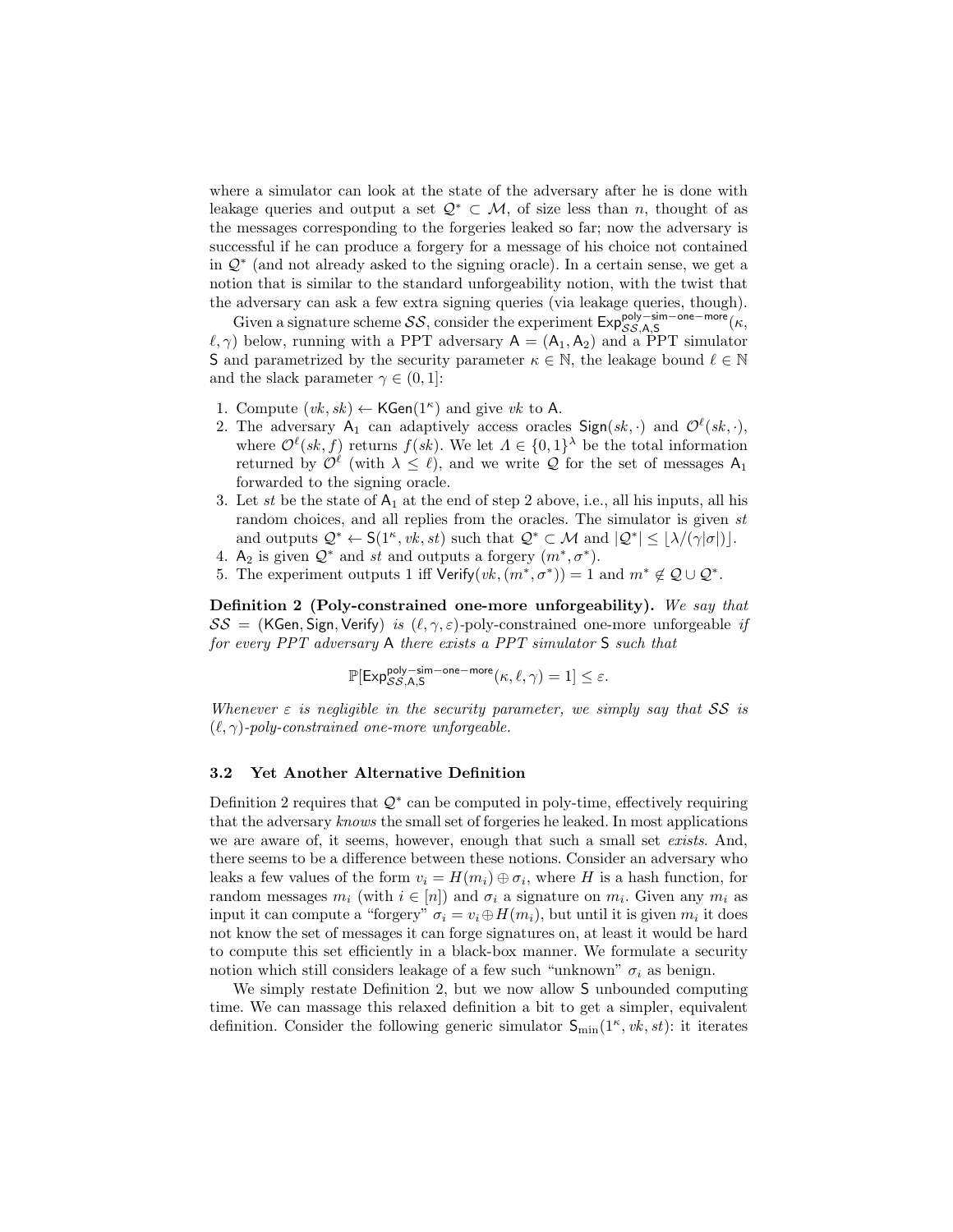where a simulator can look at the state of the adversary after he is done with leakage queries and output a set $\mathcal{Q}^* \subset \mathcal{M}$, of size less than $n$, thought of as the messages corresponding to the forgeries leaked so far; now the adversary is successful if he can produce a forgery for a message of his choice not contained in $\mathcal{Q}^*$ (and not already asked to the signing oracle). In a certain sense, we get a notion that is similar to the standard unforgeability notion, with the twist that the adversary can ask a few extra signing queries (via leakage queries, though).

Given a signature scheme $\mathcal{SS}$, consider the experiment $\mathsf{Exp}^{\mathsf{poly-sim-one-more}}_{\mathcal{SS},\mathsf{A},\mathsf{S}}(\kappa, \ell, \gamma)$ below, running with a PPT adversary $\mathsf{A} = (\mathsf{A}_1, \mathsf{A}_2)$ and a PPT simulator $\mathsf{S}$ and parametrized by the security parameter $\kappa \in \mathbb{N}$, the leakage bound $\ell \in \mathbb{N}$ and the slack parameter $\gamma \in (0, 1]$:

1. Compute $(vk, sk) \leftarrow \mathsf{KGen}(1^\kappa)$ and give $vk$ to $\mathsf{A}$.
2. The adversary $\mathsf{A}_1$ can adaptively access oracles $\mathsf{Sign}(sk, \cdot)$ and $\mathcal{O}^\ell(sk, \cdot)$, where $\mathcal{O}^\ell(sk, f)$ returns $f(sk)$. We let $\Lambda \in \{0,1\}^\lambda$ be the total information returned by $\mathcal{O}^\ell$ (with $\lambda \leq \ell$), and we write $\mathcal{Q}$ for the set of messages $\mathsf{A}_1$ forwarded to the signing oracle.
3. Let $st$ be the state of $\mathsf{A}_1$ at the end of step 2 above, i.e., all his inputs, all his random choices, and all replies from the oracles. The simulator is given $st$ and outputs $\mathcal{Q}^* \leftarrow \mathsf{S}(1^\kappa, vk, st)$ such that $\mathcal{Q}^* \subset \mathcal{M}$ and $|\mathcal{Q}^*| \leq \lfloor \lambda/(\gamma|\sigma|) \rfloor$.
4. $\mathsf{A}_2$ is given $\mathcal{Q}^*$ and $st$ and outputs a forgery $(m^*, \sigma^*)$.
5. The experiment outputs 1 iff $\mathsf{Verify}(vk, (m^*, \sigma^*)) = 1$ and $m^* \notin \mathcal{Q} \cup \mathcal{Q}^*$.

**Definition 2 (Poly-constrained one-more unforgeability).** *We say that $\mathcal{SS} = (\mathsf{KGen}, \mathsf{Sign}, \mathsf{Verify})$ is $(\ell, \gamma, \varepsilon)$-poly-constrained one-more unforgeable if for every PPT adversary $\mathsf{A}$ there exists a PPT simulator $\mathsf{S}$ such that*

$$\mathbb{P}[\mathsf{Exp}^{\mathsf{poly-sim-one-more}}_{\mathcal{SS},\mathsf{A},\mathsf{S}}(\kappa, \ell, \gamma) = 1] \leq \varepsilon.$$

*Whenever $\varepsilon$ is negligible in the security parameter, we simply say that $\mathcal{SS}$ is $(\ell, \gamma)$-poly-constrained one-more unforgeable.*

### 3.2 Yet Another Alternative Definition

Definition 2 requires that $\mathcal{Q}^*$ can be computed in poly-time, effectively requiring that the adversary *knows* the small set of forgeries he leaked. In most applications we are aware of, it seems, however, enough that such a small set *exists*. And, there seems to be a difference between these notions. Consider an adversary who leaks a few values of the form $v_i = H(m_i) \oplus \sigma_i$, where $H$ is a hash function, for random messages $m_i$ (with $i \in [n]$) and $\sigma_i$ a signature on $m_i$. Given any $m_i$ as input it can compute a "forgery" $\sigma_i = v_i \oplus H(m_i)$, but until it is given $m_i$ it does not know the set of messages it can forge signatures on, at least it would be hard to compute this set efficiently in a black-box manner. We formulate a security notion which still considers leakage of a few such "unknown" $\sigma_i$ as benign.

We simply restate Definition 2, but we now allow $\mathsf{S}$ unbounded computing time. We can massage this relaxed definition a bit to get a simpler, equivalent definition. Consider the following generic simulator $\mathsf{S}_{\min}(1^\kappa, vk, st)$: it iterates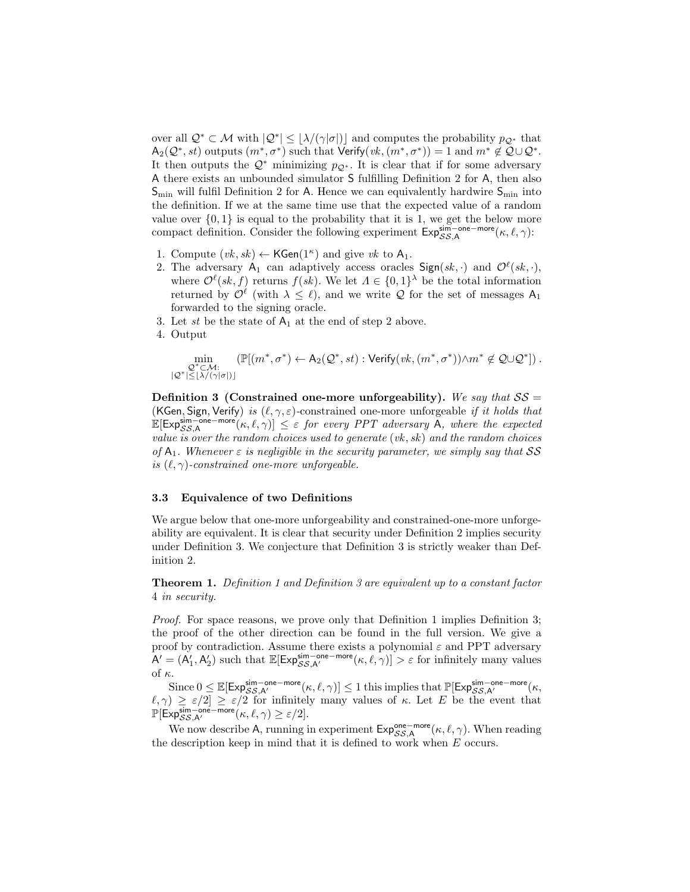over all $\mathcal{Q}^* \subset \mathcal{M}$ with $|\mathcal{Q}^*| \leq \lfloor \lambda/(\gamma|\sigma|) \rfloor$ and computes the probability $p_{\mathcal{Q}^*}$ that $\mathsf{A}_2(\mathcal{Q}^*, st)$ outputs $(m^*, \sigma^*)$ such that $\mathsf{Verify}(vk, (m^*, \sigma^*)) = 1$ and $m^* \notin \mathcal{Q} \cup \mathcal{Q}^*$. It then outputs the $\mathcal{Q}^*$ minimizing $p_{\mathcal{Q}^*}$. It is clear that if for some adversary $\mathsf{A}$ there exists an unbounded simulator $\mathsf{S}$ fulfilling Definition 2 for $\mathsf{A}$, then also $\mathsf{S}_{\min}$ will fulfil Definition 2 for $\mathsf{A}$. Hence we can equivalently hardwire $\mathsf{S}_{\min}$ into the definition. If we at the same time use that the expected value of a random value over $\{0, 1\}$ is equal to the probability that it is 1, we get the below more compact definition. Consider the following experiment $\mathsf{Exp}^{\mathsf{sim-one-more}}_{\mathcal{SS},\mathsf{A}}(\kappa, \ell, \gamma)$:

1. Compute $(vk, sk) \leftarrow \mathsf{KGen}(1^\kappa)$ and give $vk$ to $\mathsf{A}_1$.
2. The adversary $\mathsf{A}_1$ can adaptively access oracles $\mathsf{Sign}(sk, \cdot)$ and $\mathcal{O}^\ell(sk, \cdot)$, where $\mathcal{O}^\ell(sk, f)$ returns $f(sk)$. We let $\Lambda \in \{0,1\}^\lambda$ be the total information returned by $\mathcal{O}^\ell$ (with $\lambda \leq \ell$), and we write $\mathcal{Q}$ for the set of messages $\mathsf{A}_1$ forwarded to the signing oracle.
3. Let $st$ be the state of $\mathsf{A}_1$ at the end of step 2 above.
4. Output

$$\min_{\substack{\mathcal{Q}^* \subset \mathcal{M}: \\ |\mathcal{Q}^*| \leq \lfloor \lambda/(\gamma|\sigma|) \rfloor}} \left( \mathbb{P}[(m^*, \sigma^*) \leftarrow \mathsf{A}_2(\mathcal{Q}^*, st) : \mathsf{Verify}(vk, (m^*, \sigma^*)) \wedge m^* \notin \mathcal{Q} \cup \mathcal{Q}^*] \right).$$

**Definition 3 (Constrained one-more unforgeability).** *We say that $\mathcal{SS} = (\mathsf{KGen}, \mathsf{Sign}, \mathsf{Verify})$ is $(\ell, \gamma, \varepsilon)$-constrained one-more unforgeable if it holds that $\mathbb{E}[\mathsf{Exp}^{\mathsf{sim-one-more}}_{\mathcal{SS},\mathsf{A}}(\kappa, \ell, \gamma)] \leq \varepsilon$ for every PPT adversary $\mathsf{A}$, where the expected value is over the random choices used to generate $(vk, sk)$ and the random choices of $\mathsf{A}_1$. Whenever $\varepsilon$ is negligible in the security parameter, we simply say that $\mathcal{SS}$ is $(\ell, \gamma)$-constrained one-more unforgeable.*

### 3.3 Equivalence of two Definitions

We argue below that one-more unforgeability and constrained-one-more unforgeability are equivalent. It is clear that security under Definition 2 implies security under Definition 3. We conjecture that Definition 3 is strictly weaker than Definition 2.

**Theorem 1.** *Definition 1 and Definition 3 are equivalent up to a constant factor 4 in security.*

*Proof.* For space reasons, we prove only that Definition 1 implies Definition 3; the proof of the other direction can be found in the full version. We give a proof by contradiction. Assume there exists a polynomial $\varepsilon$ and PPT adversary $\mathsf{A}' = (\mathsf{A}'_1, \mathsf{A}'_2)$ such that $\mathbb{E}[\mathsf{Exp}^{\mathsf{sim-one-more}}_{\mathcal{SS},\mathsf{A}'}(\kappa, \ell, \gamma)] > \varepsilon$ for infinitely many values of $\kappa$.

Since $0 \leq \mathbb{E}[\mathsf{Exp}^{\mathsf{sim-one-more}}_{\mathcal{SS},\mathsf{A}'}(\kappa, \ell, \gamma)] \leq 1$ this implies that $\mathbb{P}[\mathsf{Exp}^{\mathsf{sim-one-more}}_{\mathcal{SS},\mathsf{A}'}(\kappa, \ell, \gamma) \geq \varepsilon/2] \geq \varepsilon/2$ for infinitely many values of $\kappa$. Let $E$ be the event that $\mathbb{P}[\mathsf{Exp}^{\mathsf{sim-one-more}}_{\mathcal{SS},\mathsf{A}'}(\kappa, \ell, \gamma) \geq \varepsilon/2]$.

We now describe $\mathsf{A}$, running in experiment $\mathsf{Exp}^{\mathsf{one-more}}_{\mathcal{SS},\mathsf{A}}(\kappa, \ell, \gamma)$. When reading the description keep in mind that it is defined to work when $E$ occurs.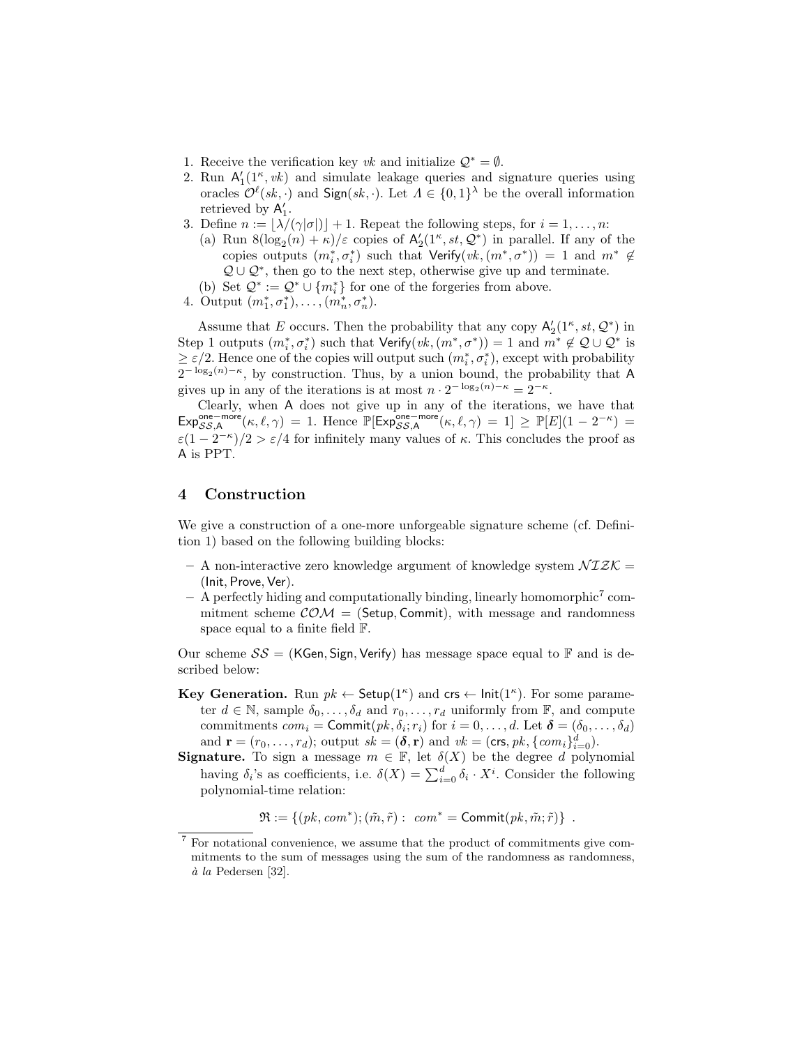1. Receive the verification key $vk$ and initialize $\mathcal{Q}^* = \emptyset$.
2. Run $\mathsf{A}'_1(1^\kappa, vk)$ and simulate leakage queries and signature queries using oracles $\mathcal{O}^\ell(sk, \cdot)$ and $\mathsf{Sign}(sk, \cdot)$. Let $\Lambda \in \{0,1\}^\lambda$ be the overall information retrieved by $\mathsf{A}'_1$.
3. Define $n := \lfloor \lambda/(\gamma|\sigma|) \rfloor + 1$. Repeat the following steps, for $i = 1, \ldots, n$:
   (a) Run $8(\log_2(n) + \kappa)/\varepsilon$ copies of $\mathsf{A}'_2(1^\kappa, st, \mathcal{Q}^*)$ in parallel. If any of the copies outputs $(m_i^*, \sigma_i^*)$ such that $\mathsf{Verify}(vk, (m^*, \sigma^*)) = 1$ and $m^* \notin \mathcal{Q} \cup \mathcal{Q}^*$, then go to the next step, otherwise give up and terminate.
   (b) Set $\mathcal{Q}^* := \mathcal{Q}^* \cup \{m_i^*\}$ for one of the forgeries from above.
4. Output $(m_1^*, \sigma_1^*), \ldots, (m_n^*, \sigma_n^*)$.

Assume that $E$ occurs. Then the probability that any copy $\mathsf{A}'_2(1^\kappa, st, \mathcal{Q}^*)$ in Step 1 outputs $(m_i^*, \sigma_i^*)$ such that $\mathsf{Verify}(vk, (m^*, \sigma^*)) = 1$ and $m^* \notin \mathcal{Q} \cup \mathcal{Q}^*$ is $\geq \varepsilon/2$. Hence one of the copies will output such $(m_i^*, \sigma_i^*)$, except with probability $2^{-\log_2(n)-\kappa}$, by construction. Thus, by a union bound, the probability that $\mathsf{A}$ gives up in any of the iterations is at most $n \cdot 2^{-\log_2(n)-\kappa} = 2^{-\kappa}$.

Clearly, when $\mathsf{A}$ does not give up in any of the iterations, we have that $\mathsf{Exp}^{\mathsf{one-more}}_{\mathcal{SS},\mathsf{A}}(\kappa, \ell, \gamma) = 1$. Hence $\mathbb{P}[\mathsf{Exp}^{\mathsf{one-more}}_{\mathcal{SS},\mathsf{A}}(\kappa, \ell, \gamma) = 1] \geq \mathbb{P}[E](1 - 2^{-\kappa}) = \varepsilon(1 - 2^{-\kappa})/2 > \varepsilon/4$ for infinitely many values of $\kappa$. This concludes the proof as $\mathsf{A}$ is PPT.

## 4 Construction

We give a construction of a one-more unforgeable signature scheme (cf. Definition 1) based on the following building blocks:

- A non-interactive zero knowledge argument of knowledge system $\mathcal{NIZK} = (\mathsf{Init}, \mathsf{Prove}, \mathsf{Ver})$.
- A perfectly hiding and computationally binding, linearly homomorphic[7] commitment scheme $\mathcal{COM} = (\mathsf{Setup}, \mathsf{Commit})$, with message and randomness space equal to a finite field $\mathbb{F}$.

Our scheme $\mathcal{SS} = (\mathsf{KGen}, \mathsf{Sign}, \mathsf{Verify})$ has message space equal to $\mathbb{F}$ and is described below:

**Key Generation.** Run $pk \leftarrow \mathsf{Setup}(1^\kappa)$ and $\mathsf{crs} \leftarrow \mathsf{Init}(1^\kappa)$. For some parameter $d \in \mathbb{N}$, sample $\delta_0, \ldots, \delta_d$ and $r_0, \ldots, r_d$ uniformly from $\mathbb{F}$, and compute commitments $com_i = \mathsf{Commit}(pk, \delta_i; r_i)$ for $i = 0, \ldots, d$. Let $\boldsymbol{\delta} = (\delta_0, \ldots, \delta_d)$ and $\mathbf{r} = (r_0, \ldots, r_d)$; output $sk = (\boldsymbol{\delta}, \mathbf{r})$ and $vk = (\mathsf{crs}, pk, \{com_i\}_{i=0}^d)$.

**Signature.** To sign a message $m \in \mathbb{F}$, let $\delta(X)$ be the degree $d$ polynomial having $\delta_i$'s as coefficients, i.e. $\delta(X) = \sum_{i=0}^d \delta_i \cdot X^i$. Consider the following polynomial-time relation:

$$\mathfrak{R} := \{(pk, com^*); (\tilde{m}, \tilde{r}) : \; com^* = \mathsf{Commit}(pk, \tilde{m}; \tilde{r})\} \; .$$

[7] For notational convenience, we assume that the product of commitments give commitments to the sum of messages using the sum of the randomness as randomness, *à la* Pedersen [32].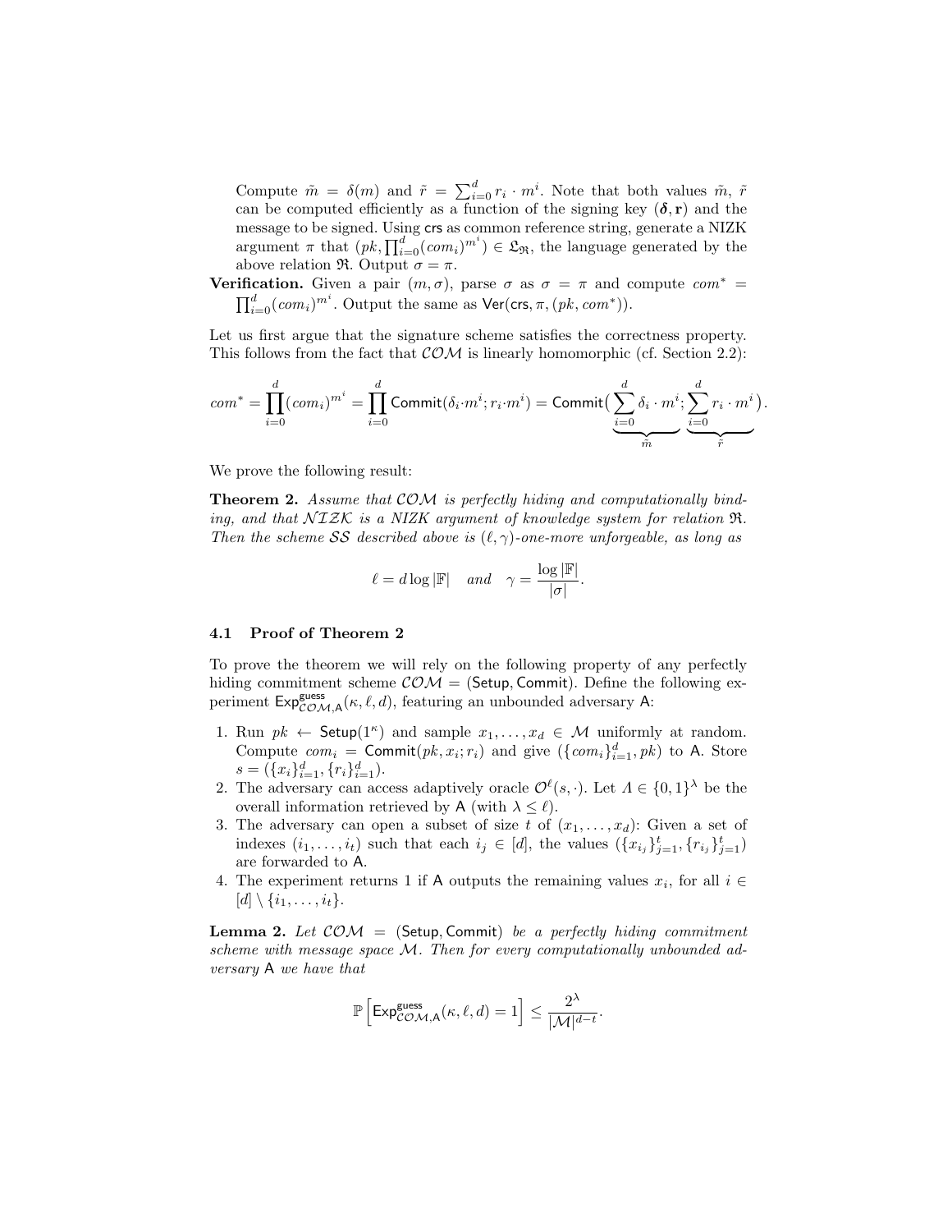Compute $\tilde{m} = \delta(m)$ and $\tilde{r} = \sum_{i=0}^{d} r_i \cdot m^i$. Note that both values $\tilde{m}$, $\tilde{r}$ can be computed efficiently as a function of the signing key $(\boldsymbol{\delta}, \mathbf{r})$ and the message to be signed. Using $\mathsf{crs}$ as common reference string, generate a NIZK argument $\pi$ that $(pk, \prod_{i=0}^{d}(com_i)^{m^i}) \in \mathfrak{L}_{\mathfrak{R}}$, the language generated by the above relation $\mathfrak{R}$. Output $\sigma = \pi$.

**Verification.** Given a pair $(m, \sigma)$, parse $\sigma$ as $\sigma = \pi$ and compute $com^* = \prod_{i=0}^{d}(com_i)^{m^i}$. Output the same as $\mathsf{Ver}(\mathsf{crs}, \pi, (pk, com^*))$.

Let us first argue that the signature scheme satisfies the correctness property. This follows from the fact that $\mathcal{COM}$ is linearly homomorphic (cf. Section 2.2):

$$com^* = \prod_{i=0}^{d}(com_i)^{m^i} = \prod_{i=0}^{d} \mathsf{Commit}(\delta_i \cdot m^i; r_i \cdot m^i) = \mathsf{Commit}\big(\underbrace{\sum_{i=0}^{d} \delta_i \cdot m^i}_{\tilde{m}}; \underbrace{\sum_{i=0}^{d} r_i \cdot m^i}_{\tilde{r}}\big).$$

We prove the following result:

**Theorem 2.** *Assume that $\mathcal{COM}$ is perfectly hiding and computationally binding, and that $\mathcal{NIZK}$ is a NIZK argument of knowledge system for relation $\mathfrak{R}$. Then the scheme $\mathcal{SS}$ described above is $(\ell, \gamma)$-one-more unforgeable, as long as*

$$\ell = d \log |\mathbb{F}| \quad \text{and} \quad \gamma = \frac{\log |\mathbb{F}|}{|\sigma|}.$$

### 4.1 Proof of Theorem 2

To prove the theorem we will rely on the following property of any perfectly hiding commitment scheme $\mathcal{COM} = (\mathsf{Setup}, \mathsf{Commit})$. Define the following experiment $\mathsf{Exp}^{\mathsf{guess}}_{\mathcal{COM},\mathsf{A}}(\kappa, \ell, d)$, featuring an unbounded adversary $\mathsf{A}$:

1. Run $pk \leftarrow \mathsf{Setup}(1^\kappa)$ and sample $x_1, \ldots, x_d \in \mathcal{M}$ uniformly at random. Compute $com_i = \mathsf{Commit}(pk, x_i; r_i)$ and give $(\{com_i\}_{i=1}^{d}, pk)$ to $\mathsf{A}$. Store $s = (\{x_i\}_{i=1}^{d}, \{r_i\}_{i=1}^{d})$.
2. The adversary can access adaptively oracle $\mathcal{O}^\ell(s, \cdot)$. Let $\Lambda \in \{0,1\}^\lambda$ be the overall information retrieved by $\mathsf{A}$ (with $\lambda \leq \ell$).
3. The adversary can open a subset of size $t$ of $(x_1, \ldots, x_d)$: Given a set of indexes $(i_1, \ldots, i_t)$ such that each $i_j \in [d]$, the values $(\{x_{i_j}\}_{j=1}^{t}, \{r_{i_j}\}_{j=1}^{t})$ are forwarded to $\mathsf{A}$.
4. The experiment returns 1 if $\mathsf{A}$ outputs the remaining values $x_i$, for all $i \in [d] \setminus \{i_1, \ldots, i_t\}$.

**Lemma 2.** *Let $\mathcal{COM} = (\mathsf{Setup}, \mathsf{Commit})$ be a perfectly hiding commitment scheme with message space $\mathcal{M}$. Then for every computationally unbounded adversary $\mathsf{A}$ we have that*

$$\mathbb{P}\left[\mathsf{Exp}^{\mathsf{guess}}_{\mathcal{COM},\mathsf{A}}(\kappa, \ell, d) = 1\right] \leq \frac{2^\lambda}{|\mathcal{M}|^{d-t}}.$$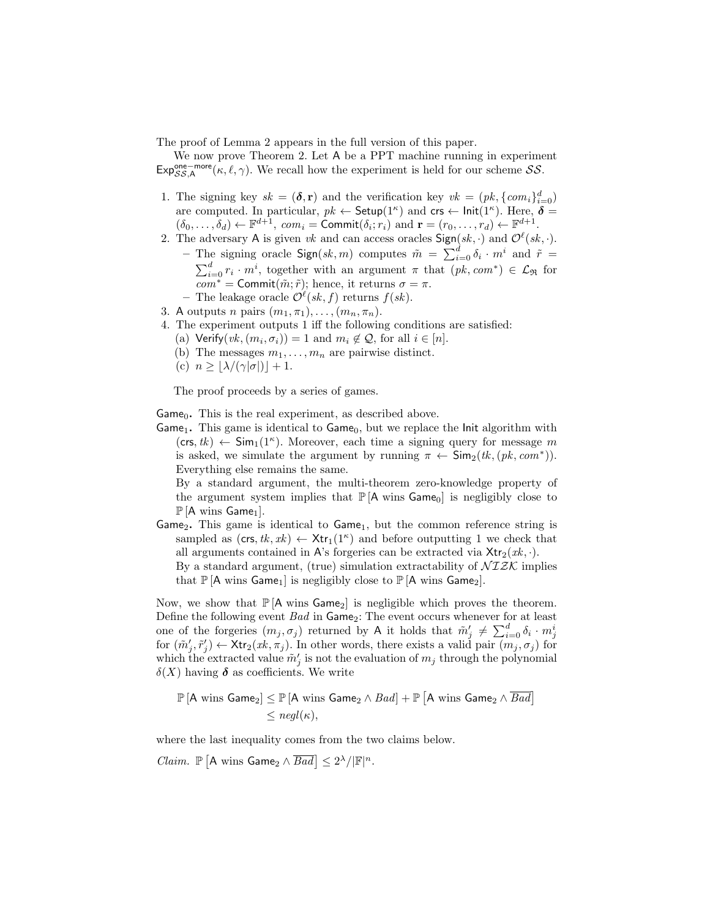The proof of Lemma 2 appears in the full version of this paper.

We now prove Theorem 2. Let $\mathsf{A}$ be a PPT machine running in experiment $\mathsf{Exp}^{\mathsf{one-more}}_{\mathcal{SS},\mathsf{A}}(\kappa, \ell, \gamma)$. We recall how the experiment is held for our scheme $\mathcal{SS}$.

1. The signing key $sk = (\boldsymbol{\delta}, \mathbf{r})$ and the verification key $vk = (pk, \{com_i\}_{i=0}^d)$ are computed. In particular, $pk \leftarrow \mathsf{Setup}(1^\kappa)$ and $\mathsf{crs} \leftarrow \mathsf{Init}(1^\kappa)$. Here, $\boldsymbol{\delta} = (\delta_0, \ldots, \delta_d) \leftarrow \mathbb{F}^{d+1}$, $com_i = \mathsf{Commit}(\delta_i; r_i)$ and $\mathbf{r} = (r_0, \ldots, r_d) \leftarrow \mathbb{F}^{d+1}$.
2. The adversary $\mathsf{A}$ is given $vk$ and can access oracles $\mathsf{Sign}(sk, \cdot)$ and $\mathcal{O}^\ell(sk, \cdot)$.
   - The signing oracle $\mathsf{Sign}(sk, m)$ computes $\tilde{m} = \sum_{i=0}^d \delta_i \cdot m^i$ and $\tilde{r} = \sum_{i=0}^d r_i \cdot m^i$, together with an argument $\pi$ that $(pk, com^*) \in \mathcal{L}_{\mathfrak{R}}$ for $com^* = \mathsf{Commit}(\tilde{m}; \tilde{r})$; hence, it returns $\sigma = \pi$.
   - The leakage oracle $\mathcal{O}^\ell(sk, f)$ returns $f(sk)$.
3. $\mathsf{A}$ outputs $n$ pairs $(m_1, \pi_1), \ldots, (m_n, \pi_n)$.
4. The experiment outputs 1 iff the following conditions are satisfied:
   (a) $\mathsf{Verify}(vk, (m_i, \sigma_i)) = 1$ and $m_i \notin \mathcal{Q}$, for all $i \in [n]$.
   (b) The messages $m_1, \ldots, m_n$ are pairwise distinct.
   (c) $n \geq \lfloor \lambda / (\gamma |\sigma|) \rfloor + 1$.

The proof proceeds by a series of games.

$\mathsf{Game}_0$**.** This is the real experiment, as described above.

$\mathsf{Game}_1$**.** This game is identical to $\mathsf{Game}_0$, but we replace the $\mathsf{Init}$ algorithm with $(\mathsf{crs}, tk) \leftarrow \mathsf{Sim}_1(1^\kappa)$. Moreover, each time a signing query for message $m$ is asked, we simulate the argument by running $\pi \leftarrow \mathsf{Sim}_2(tk, (pk, com^*))$. Everything else remains the same.
By a standard argument, the multi-theorem zero-knowledge property of the argument system implies that $\mathbb{P}[\mathsf{A} \text{ wins } \mathsf{Game}_0]$ is negligibly close to $\mathbb{P}[\mathsf{A} \text{ wins } \mathsf{Game}_1]$.

$\mathsf{Game}_2$**.** This game is identical to $\mathsf{Game}_1$, but the common reference string is sampled as $(\mathsf{crs}, tk, xk) \leftarrow \mathsf{Xtr}_1(1^\kappa)$ and before outputting 1 we check that all arguments contained in $\mathsf{A}$'s forgeries can be extracted via $\mathsf{Xtr}_2(xk, \cdot)$.
By a standard argument, (true) simulation extractability of $\mathcal{NIZK}$ implies that $\mathbb{P}[\mathsf{A} \text{ wins } \mathsf{Game}_1]$ is negligibly close to $\mathbb{P}[\mathsf{A} \text{ wins } \mathsf{Game}_2]$.

Now, we show that $\mathbb{P}[\mathsf{A} \text{ wins } \mathsf{Game}_2]$ is negligible which proves the theorem. Define the following event $Bad$ in $\mathsf{Game}_2$: The event occurs whenever for at least one of the forgeries $(m_j, \sigma_j)$ returned by $\mathsf{A}$ it holds that $\tilde{m}'_j \neq \sum_{i=0}^d \delta_i \cdot m_j^i$ for $(\tilde{m}'_j, \tilde{r}'_j) \leftarrow \mathsf{Xtr}_2(xk, \pi_j)$. In other words, there exists a valid pair $(m_j, \sigma_j)$ for which the extracted value $\tilde{m}'_j$ is not the evaluation of $m_j$ through the polynomial $\delta(X)$ having $\boldsymbol{\delta}$ as coefficients. We write

$$\begin{aligned}
\mathbb{P}[\mathsf{A} \text{ wins } \mathsf{Game}_2] &\leq \mathbb{P}[\mathsf{A} \text{ wins } \mathsf{Game}_2 \wedge Bad] + \mathbb{P}\left[\mathsf{A} \text{ wins } \mathsf{Game}_2 \wedge \overline{Bad}\right] \\
&\leq negl(\kappa),
\end{aligned}$$

where the last inequality comes from the two claims below.

*Claim.* $\mathbb{P}\left[\mathsf{A} \text{ wins } \mathsf{Game}_2 \wedge \overline{Bad}\right] \leq 2^\lambda / |\mathbb{F}|^n$.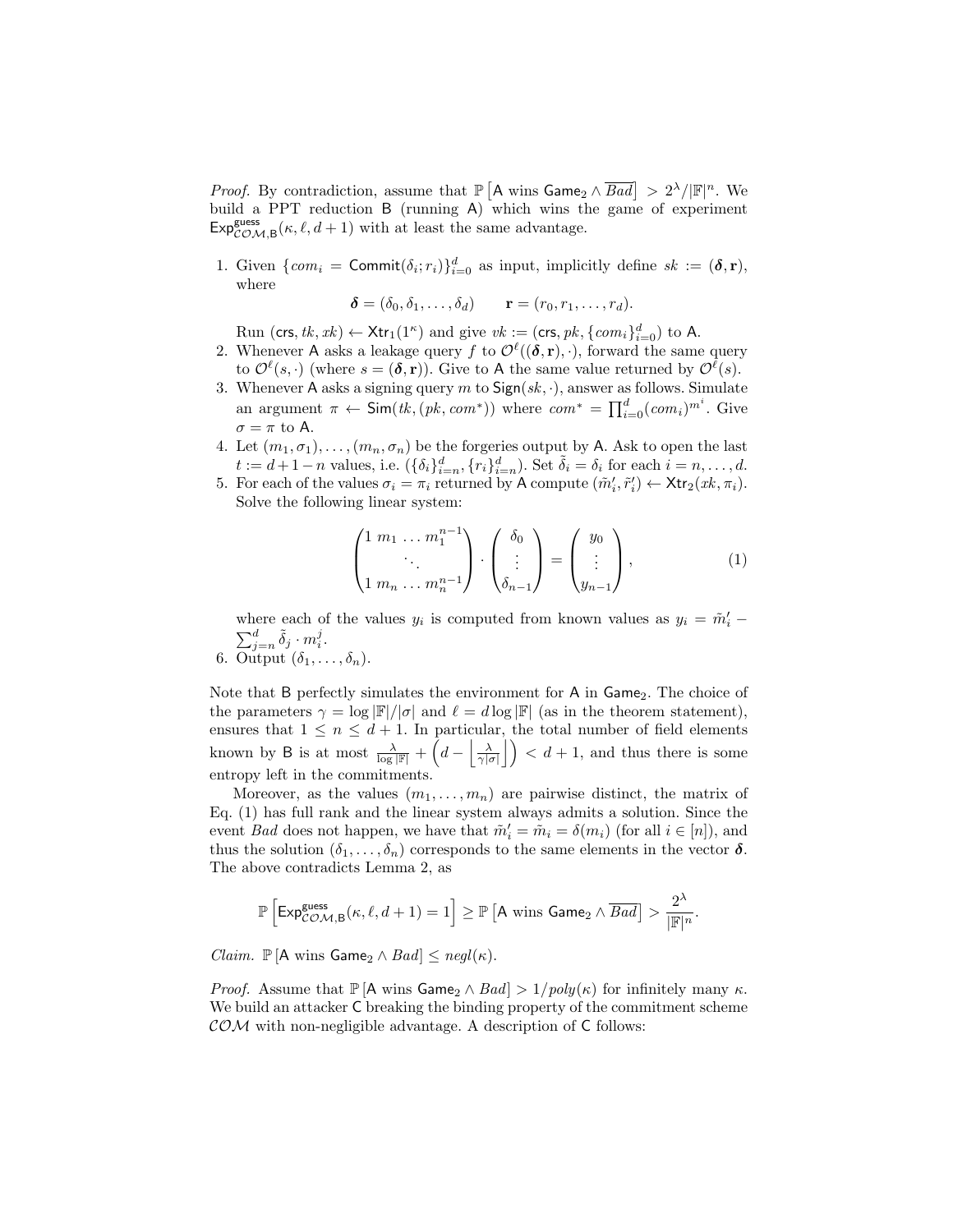*Proof.* By contradiction, assume that $\mathbb{P}\left[\mathsf{A} \text{ wins } \mathsf{Game}_2 \wedge \overline{Bad}\right] > 2^{\lambda}/|\mathbb{F}|^n$. We build a PPT reduction $\mathsf{B}$ (running $\mathsf{A}$) which wins the game of experiment $\mathsf{Exp}^{\mathsf{guess}}_{\mathcal{COM},\mathsf{B}}(\kappa, \ell, d+1)$ with at least the same advantage.

1. Given $\{com_i = \mathsf{Commit}(\delta_i; r_i)\}_{i=0}^d$ as input, implicitly define $sk := (\boldsymbol{\delta}, \mathbf{r})$, where
$$\boldsymbol{\delta} = (\delta_0, \delta_1, \ldots, \delta_d) \qquad \mathbf{r} = (r_0, r_1, \ldots, r_d).$$
Run $(\mathsf{crs}, tk, xk) \leftarrow \mathsf{Xtr}_1(1^\kappa)$ and give $vk := (\mathsf{crs}, pk, \{com_i\}_{i=0}^d)$ to $\mathsf{A}$.
2. Whenever $\mathsf{A}$ asks a leakage query $f$ to $\mathcal{O}^\ell((\boldsymbol{\delta}, \mathbf{r}), \cdot)$, forward the same query to $\mathcal{O}^\ell(s, \cdot)$ (where $s = (\boldsymbol{\delta}, \mathbf{r})$). Give to $\mathsf{A}$ the same value returned by $\mathcal{O}^\ell(s)$.
3. Whenever $\mathsf{A}$ asks a signing query $m$ to $\mathsf{Sign}(sk, \cdot)$, answer as follows. Simulate an argument $\pi \leftarrow \mathsf{Sim}(tk, (pk, com^*))$ where $com^* = \prod_{i=0}^d (com_i)^{m^i}$. Give $\sigma = \pi$ to $\mathsf{A}$.
4. Let $(m_1, \sigma_1), \ldots, (m_n, \sigma_n)$ be the forgeries output by $\mathsf{A}$. Ask to open the last $t := d+1-n$ values, i.e. $(\{\delta_i\}_{i=n}^d, \{r_i\}_{i=n}^d)$. Set $\tilde{\delta}_i = \delta_i$ for each $i = n, \ldots, d$.
5. For each of the values $\sigma_i = \pi_i$ returned by $\mathsf{A}$ compute $(\tilde{m}'_i, \tilde{r}'_i) \leftarrow \mathsf{Xtr}_2(xk, \pi_i)$. Solve the following linear system:
$$\begin{pmatrix} 1 & m_1 & \ldots & m_1^{n-1} \\ & & \ddots & \\ 1 & m_n & \ldots & m_n^{n-1} \end{pmatrix} \cdot \begin{pmatrix} \delta_0 \\ \vdots \\ \delta_{n-1} \end{pmatrix} = \begin{pmatrix} y_0 \\ \vdots \\ y_{n-1} \end{pmatrix}, \tag{1}$$
where each of the values $y_i$ is computed from known values as $y_i = \tilde{m}'_i - \sum_{j=n}^d \tilde{\delta}_j \cdot m_i^j$.
6. Output $(\delta_1, \ldots, \delta_n)$.

Note that $\mathsf{B}$ perfectly simulates the environment for $\mathsf{A}$ in $\mathsf{Game}_2$. The choice of the parameters $\gamma = \log|\mathbb{F}|/|\sigma|$ and $\ell = d\log|\mathbb{F}|$ (as in the theorem statement), ensures that $1 \leq n \leq d+1$. In particular, the total number of field elements known by $\mathsf{B}$ is at most $\frac{\lambda}{\log|\mathbb{F}|} + \left(d - \left\lfloor \frac{\lambda}{\gamma|\sigma|} \right\rfloor\right) < d+1$, and thus there is some entropy left in the commitments.

Moreover, as the values $(m_1, \ldots, m_n)$ are pairwise distinct, the matrix of Eq. (1) has full rank and the linear system always admits a solution. Since the event $Bad$ does not happen, we have that $\tilde{m}'_i = \tilde{m}_i = \delta(m_i)$ (for all $i \in [n]$), and thus the solution $(\delta_1, \ldots, \delta_n)$ corresponds to the same elements in the vector $\boldsymbol{\delta}$. The above contradicts Lemma 2, as

$$\mathbb{P}\left[\mathsf{Exp}^{\mathsf{guess}}_{\mathcal{COM},\mathsf{B}}(\kappa, \ell, d+1) = 1\right] \geq \mathbb{P}\left[\mathsf{A} \text{ wins } \mathsf{Game}_2 \wedge \overline{Bad}\right] > \frac{2^\lambda}{|\mathbb{F}|^n}.$$

*Claim.* $\mathbb{P}\left[\mathsf{A} \text{ wins } \mathsf{Game}_2 \wedge Bad\right] \leq negl(\kappa)$.

*Proof.* Assume that $\mathbb{P}\left[\mathsf{A} \text{ wins } \mathsf{Game}_2 \wedge Bad\right] > 1/poly(\kappa)$ for infinitely many $\kappa$. We build an attacker $\mathsf{C}$ breaking the binding property of the commitment scheme $\mathcal{COM}$ with non-negligible advantage. A description of $\mathsf{C}$ follows: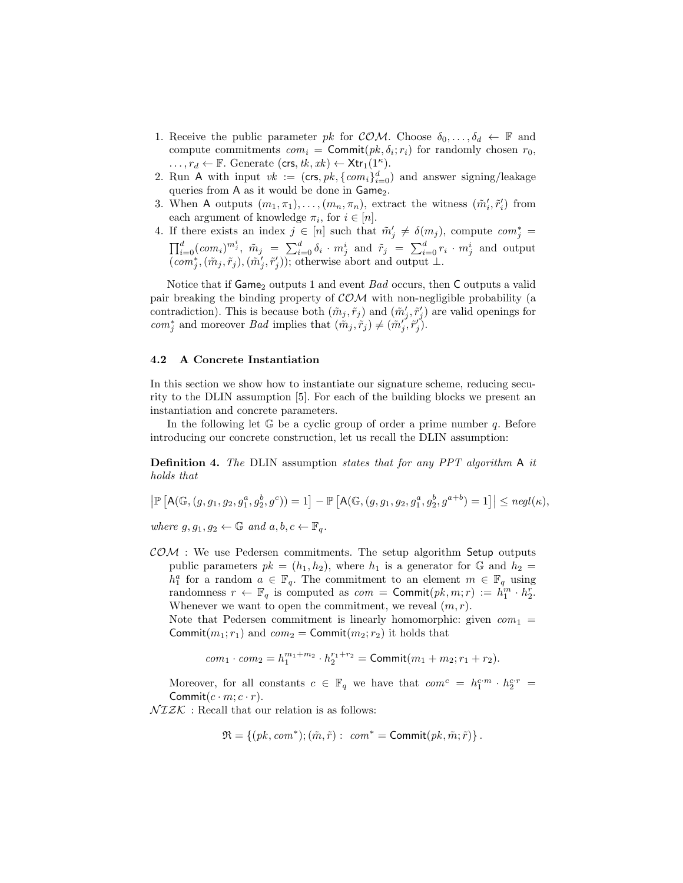1. Receive the public parameter $pk$ for $\mathcal{COM}$. Choose $\delta_0, \ldots, \delta_d \leftarrow \mathbb{F}$ and compute commitments $com_i = \mathsf{Commit}(pk, \delta_i; r_i)$ for randomly chosen $r_0, \ldots, r_d \leftarrow \mathbb{F}$. Generate $(\mathsf{crs}, tk, xk) \leftarrow \mathsf{Xtr}_1(1^\kappa)$.
2. Run $\mathsf{A}$ with input $vk := (\mathsf{crs}, pk, \{com_i\}_{i=0}^d)$ and answer signing/leakage queries from $\mathsf{A}$ as it would be done in $\mathsf{Game}_2$.
3. When $\mathsf{A}$ outputs $(m_1, \pi_1), \ldots, (m_n, \pi_n)$, extract the witness $(\tilde{m}'_i, \tilde{r}'_i)$ from each argument of knowledge $\pi_i$, for $i \in [n]$.
4. If there exists an index $j \in [n]$ such that $\tilde{m}'_j \neq \delta(m_j)$, compute $com^*_j = \prod_{i=0}^d (com_i)^{m_j^i}$, $\tilde{m}_j = \sum_{i=0}^d \delta_i \cdot m_j^i$ and $\tilde{r}_j = \sum_{i=0}^d r_i \cdot m_j^i$ and output $(com^*_j, (\tilde{m}_j, \tilde{r}_j), (\tilde{m}'_j, \tilde{r}'_j))$; otherwise abort and output $\perp$.

Notice that if $\mathsf{Game}_2$ outputs 1 and event $Bad$ occurs, then $\mathsf{C}$ outputs a valid pair breaking the binding property of $\mathcal{COM}$ with non-negligible probability (a contradiction). This is because both $(\tilde{m}_j, \tilde{r}_j)$ and $(\tilde{m}'_j, \tilde{r}'_j)$ are valid openings for $com^*_j$ and moreover $Bad$ implies that $(\tilde{m}_j, \tilde{r}_j) \neq (\tilde{m}'_j, \tilde{r}'_j)$.

### 4.2 A Concrete Instantiation

In this section we show how to instantiate our signature scheme, reducing security to the DLIN assumption [5]. For each of the building blocks we present an instantiation and concrete parameters.

In the following let $\mathbb{G}$ be a cyclic group of order a prime number $q$. Before introducing our concrete construction, let us recall the DLIN assumption:

**Definition 4.** *The* DLIN assumption *states that for any PPT algorithm* $\mathsf{A}$ *it holds that*

$$\left|\mathbb{P}\left[\mathsf{A}(\mathbb{G}, (g, g_1, g_2, g_1^a, g_2^b, g^c)) = 1\right] - \mathbb{P}\left[\mathsf{A}(\mathbb{G}, (g, g_1, g_2, g_1^a, g_2^b, g^{a+b}) = 1\right]\right| \leq negl(\kappa),$$

*where* $g, g_1, g_2 \leftarrow \mathbb{G}$ *and* $a, b, c \leftarrow \mathbb{F}_q$.

$\mathcal{COM}$ : We use Pedersen commitments. The setup algorithm $\mathsf{Setup}$ outputs public parameters $pk = (h_1, h_2)$, where $h_1$ is a generator for $\mathbb{G}$ and $h_2 = h_1^a$ for a random $a \in \mathbb{F}_q$. The commitment to an element $m \in \mathbb{F}_q$ using randomness $r \leftarrow \mathbb{F}_q$ is computed as $com = \mathsf{Commit}(pk, m; r) := h_1^m \cdot h_2^r$. Whenever we want to open the commitment, we reveal $(m, r)$.

Note that Pedersen commitment is linearly homomorphic: given $com_1 = \mathsf{Commit}(m_1; r_1)$ and $com_2 = \mathsf{Commit}(m_2; r_2)$ it holds that

$$com_1 \cdot com_2 = h_1^{m_1+m_2} \cdot h_2^{r_1+r_2} = \mathsf{Commit}(m_1 + m_2; r_1 + r_2).$$

Moreover, for all constants $c \in \mathbb{F}_q$ we have that $com^c = h_1^{c \cdot m} \cdot h_2^{c \cdot r} = \mathsf{Commit}(c \cdot m; c \cdot r)$.

$\mathcal{NIZK}$ : Recall that our relation is as follows:

$$\mathfrak{R} = \left\{(pk, com^*); (\tilde{m}, \tilde{r}) : \ com^* = \mathsf{Commit}(pk, \tilde{m}; \tilde{r})\right\}.$$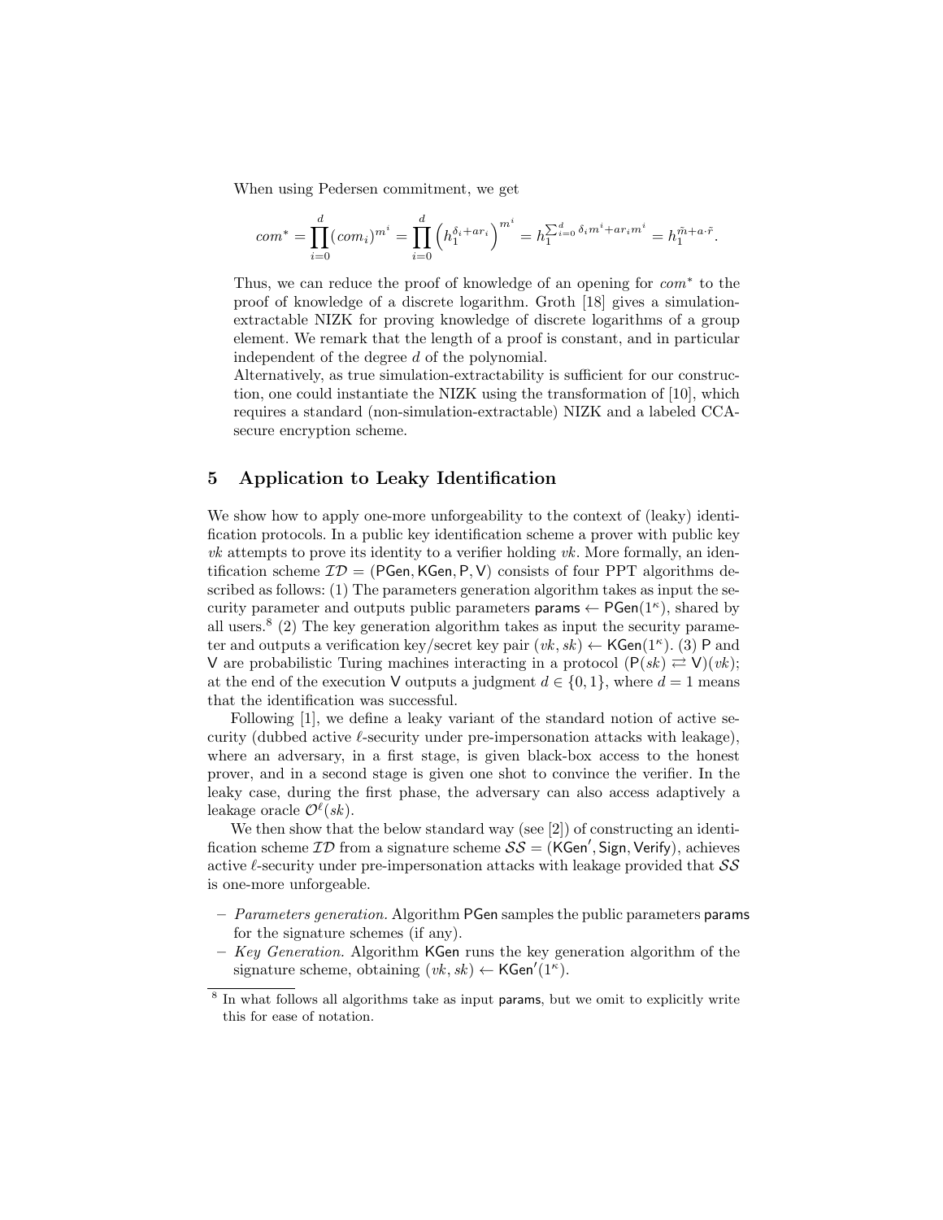When using Pedersen commitment, we get

$$com^* = \prod_{i=0}^{d} (com_i)^{m^i} = \prod_{i=0}^{d} \left( h_1^{\delta_i + ar_i} \right)^{m^i} = h_1^{\sum_{i=0}^{d} \delta_i m^i + ar_i m^i} = h_1^{\tilde{m} + a \cdot \tilde{r}}.$$

Thus, we can reduce the proof of knowledge of an opening for $com^*$ to the proof of knowledge of a discrete logarithm. Groth [18] gives a simulation-extractable NIZK for proving knowledge of discrete logarithms of a group element. We remark that the length of a proof is constant, and in particular independent of the degree $d$ of the polynomial.

Alternatively, as true simulation-extractability is sufficient for our construction, one could instantiate the NIZK using the transformation of [10], which requires a standard (non-simulation-extractable) NIZK and a labeled CCA-secure encryption scheme.

## 5 Application to Leaky Identification

We show how to apply one-more unforgeability to the context of (leaky) identification protocols. In a public key identification scheme a prover with public key $vk$ attempts to prove its identity to a verifier holding $vk$. More formally, an identification scheme $\mathcal{ID} = (\mathsf{PGen}, \mathsf{KGen}, \mathsf{P}, \mathsf{V})$ consists of four PPT algorithms described as follows: (1) The parameters generation algorithm takes as input the security parameter and outputs public parameters $\mathsf{params} \leftarrow \mathsf{PGen}(1^\kappa)$, shared by all users.[8] (2) The key generation algorithm takes as input the security parameter and outputs a verification key/secret key pair $(vk, sk) \leftarrow \mathsf{KGen}(1^\kappa)$. (3) $\mathsf{P}$ and $\mathsf{V}$ are probabilistic Turing machines interacting in a protocol $(\mathsf{P}(sk) \rightleftarrows \mathsf{V})(vk)$; at the end of the execution $\mathsf{V}$ outputs a judgment $d \in \{0, 1\}$, where $d = 1$ means that the identification was successful.

Following [1], we define a leaky variant of the standard notion of active security (dubbed active $\ell$-security under pre-impersonation attacks with leakage), where an adversary, in a first stage, is given black-box access to the honest prover, and in a second stage is given one shot to convince the verifier. In the leaky case, during the first phase, the adversary can also access adaptively a leakage oracle $\mathcal{O}^\ell(sk)$.

We then show that the below standard way (see [2]) of constructing an identification scheme $\mathcal{ID}$ from a signature scheme $\mathcal{SS} = (\mathsf{KGen}', \mathsf{Sign}, \mathsf{Verify})$, achieves active $\ell$-security under pre-impersonation attacks with leakage provided that $\mathcal{SS}$ is one-more unforgeable.

- *Parameters generation.* Algorithm $\mathsf{PGen}$ samples the public parameters $\mathsf{params}$ for the signature schemes (if any).
- *Key Generation.* Algorithm $\mathsf{KGen}$ runs the key generation algorithm of the signature scheme, obtaining $(vk, sk) \leftarrow \mathsf{KGen}'(1^\kappa)$.

[8] In what follows all algorithms take as input $\mathsf{params}$, but we omit to explicitly write this for ease of notation.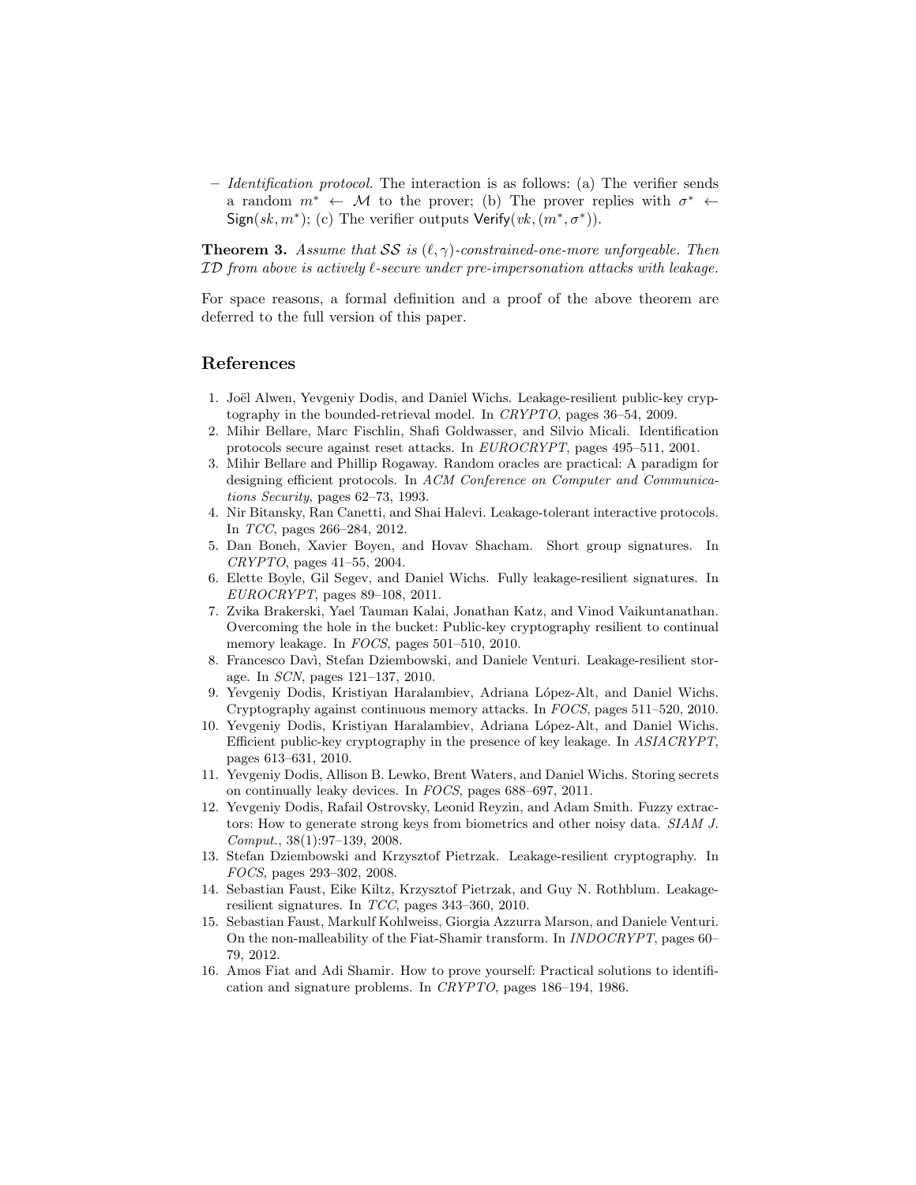– *Identification protocol.* The interaction is as follows: (a) The verifier sends a random $m^* \leftarrow \mathcal{M}$ to the prover; (b) The prover replies with $\sigma^* \leftarrow \mathsf{Sign}(sk, m^*)$; (c) The verifier outputs $\mathsf{Verify}(vk, (m^*, \sigma^*))$.

**Theorem 3.** *Assume that $\mathcal{SS}$ is $(\ell, \gamma)$-constrained-one-more unforgeable. Then $\mathcal{ID}$ from above is actively $\ell$-secure under pre-impersonation attacks with leakage.*

For space reasons, a formal definition and a proof of the above theorem are deferred to the full version of this paper.

## References

1. Joël Alwen, Yevgeniy Dodis, and Daniel Wichs. Leakage-resilient public-key cryptography in the bounded-retrieval model. In *CRYPTO*, pages 36–54, 2009.
2. Mihir Bellare, Marc Fischlin, Shafi Goldwasser, and Silvio Micali. Identification protocols secure against reset attacks. In *EUROCRYPT*, pages 495–511, 2001.
3. Mihir Bellare and Phillip Rogaway. Random oracles are practical: A paradigm for designing efficient protocols. In *ACM Conference on Computer and Communications Security*, pages 62–73, 1993.
4. Nir Bitansky, Ran Canetti, and Shai Halevi. Leakage-tolerant interactive protocols. In *TCC*, pages 266–284, 2012.
5. Dan Boneh, Xavier Boyen, and Hovav Shacham. Short group signatures. In *CRYPTO*, pages 41–55, 2004.
6. Elette Boyle, Gil Segev, and Daniel Wichs. Fully leakage-resilient signatures. In *EUROCRYPT*, pages 89–108, 2011.
7. Zvika Brakerski, Yael Tauman Kalai, Jonathan Katz, and Vinod Vaikuntanathan. Overcoming the hole in the bucket: Public-key cryptography resilient to continual memory leakage. In *FOCS*, pages 501–510, 2010.
8. Francesco Davì, Stefan Dziembowski, and Daniele Venturi. Leakage-resilient storage. In *SCN*, pages 121–137, 2010.
9. Yevgeniy Dodis, Kristiyan Haralambiev, Adriana López-Alt, and Daniel Wichs. Cryptography against continuous memory attacks. In *FOCS*, pages 511–520, 2010.
10. Yevgeniy Dodis, Kristiyan Haralambiev, Adriana López-Alt, and Daniel Wichs. Efficient public-key cryptography in the presence of key leakage. In *ASIACRYPT*, pages 613–631, 2010.
11. Yevgeniy Dodis, Allison B. Lewko, Brent Waters, and Daniel Wichs. Storing secrets on continually leaky devices. In *FOCS*, pages 688–697, 2011.
12. Yevgeniy Dodis, Rafail Ostrovsky, Leonid Reyzin, and Adam Smith. Fuzzy extractors: How to generate strong keys from biometrics and other noisy data. *SIAM J. Comput.*, 38(1):97–139, 2008.
13. Stefan Dziembowski and Krzysztof Pietrzak. Leakage-resilient cryptography. In *FOCS*, pages 293–302, 2008.
14. Sebastian Faust, Eike Kiltz, Krzysztof Pietrzak, and Guy N. Rothblum. Leakage-resilient signatures. In *TCC*, pages 343–360, 2010.
15. Sebastian Faust, Markulf Kohlweiss, Giorgia Azzurra Marson, and Daniele Venturi. On the non-malleability of the Fiat-Shamir transform. In *INDOCRYPT*, pages 60–79, 2012.
16. Amos Fiat and Adi Shamir. How to prove yourself: Practical solutions to identification and signature problems. In *CRYPTO*, pages 186–194, 1986.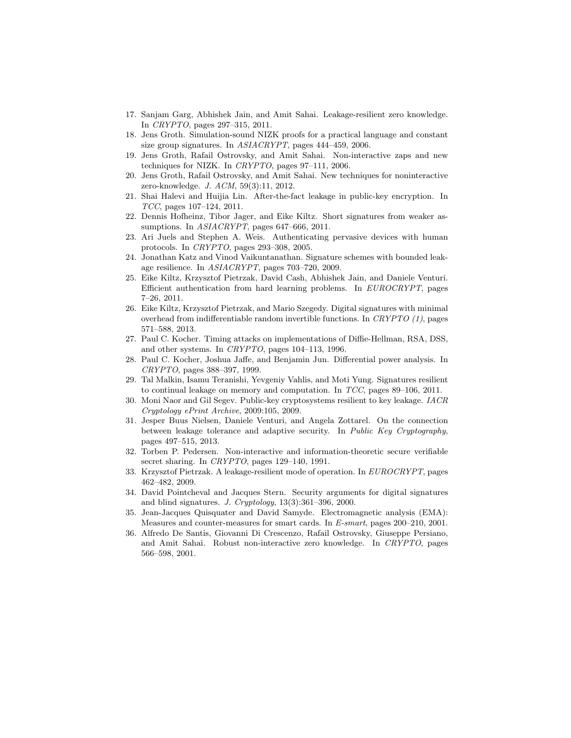17. Sanjam Garg, Abhishek Jain, and Amit Sahai. Leakage-resilient zero knowledge. In *CRYPTO*, pages 297–315, 2011.
18. Jens Groth. Simulation-sound NIZK proofs for a practical language and constant size group signatures. In *ASIACRYPT*, pages 444–459, 2006.
19. Jens Groth, Rafail Ostrovsky, and Amit Sahai. Non-interactive zaps and new techniques for NIZK. In *CRYPTO*, pages 97–111, 2006.
20. Jens Groth, Rafail Ostrovsky, and Amit Sahai. New techniques for noninteractive zero-knowledge. *J. ACM*, 59(3):11, 2012.
21. Shai Halevi and Huijia Lin. After-the-fact leakage in public-key encryption. In *TCC*, pages 107–124, 2011.
22. Dennis Hofheinz, Tibor Jager, and Eike Kiltz. Short signatures from weaker assumptions. In *ASIACRYPT*, pages 647–666, 2011.
23. Ari Juels and Stephen A. Weis. Authenticating pervasive devices with human protocols. In *CRYPTO*, pages 293–308, 2005.
24. Jonathan Katz and Vinod Vaikuntanathan. Signature schemes with bounded leakage resilience. In *ASIACRYPT*, pages 703–720, 2009.
25. Eike Kiltz, Krzysztof Pietrzak, David Cash, Abhishek Jain, and Daniele Venturi. Efficient authentication from hard learning problems. In *EUROCRYPT*, pages 7–26, 2011.
26. Eike Kiltz, Krzysztof Pietrzak, and Mario Szegedy. Digital signatures with minimal overhead from indifferentiable random invertible functions. In *CRYPTO (1)*, pages 571–588, 2013.
27. Paul C. Kocher. Timing attacks on implementations of Diffie-Hellman, RSA, DSS, and other systems. In *CRYPTO*, pages 104–113, 1996.
28. Paul C. Kocher, Joshua Jaffe, and Benjamin Jun. Differential power analysis. In *CRYPTO*, pages 388–397, 1999.
29. Tal Malkin, Isamu Teranishi, Yevgeniy Vahlis, and Moti Yung. Signatures resilient to continual leakage on memory and computation. In *TCC*, pages 89–106, 2011.
30. Moni Naor and Gil Segev. Public-key cryptosystems resilient to key leakage. *IACR Cryptology ePrint Archive*, 2009:105, 2009.
31. Jesper Buus Nielsen, Daniele Venturi, and Angela Zottarel. On the connection between leakage tolerance and adaptive security. In *Public Key Cryptography*, pages 497–515, 2013.
32. Torben P. Pedersen. Non-interactive and information-theoretic secure verifiable secret sharing. In *CRYPTO*, pages 129–140, 1991.
33. Krzysztof Pietrzak. A leakage-resilient mode of operation. In *EUROCRYPT*, pages 462–482, 2009.
34. David Pointcheval and Jacques Stern. Security arguments for digital signatures and blind signatures. *J. Cryptology*, 13(3):361–396, 2000.
35. Jean-Jacques Quisquater and David Samyde. Electromagnetic analysis (EMA): Measures and counter-measures for smart cards. In *E-smart*, pages 200–210, 2001.
36. Alfredo De Santis, Giovanni Di Crescenzo, Rafail Ostrovsky, Giuseppe Persiano, and Amit Sahai. Robust non-interactive zero knowledge. In *CRYPTO*, pages 566–598, 2001.